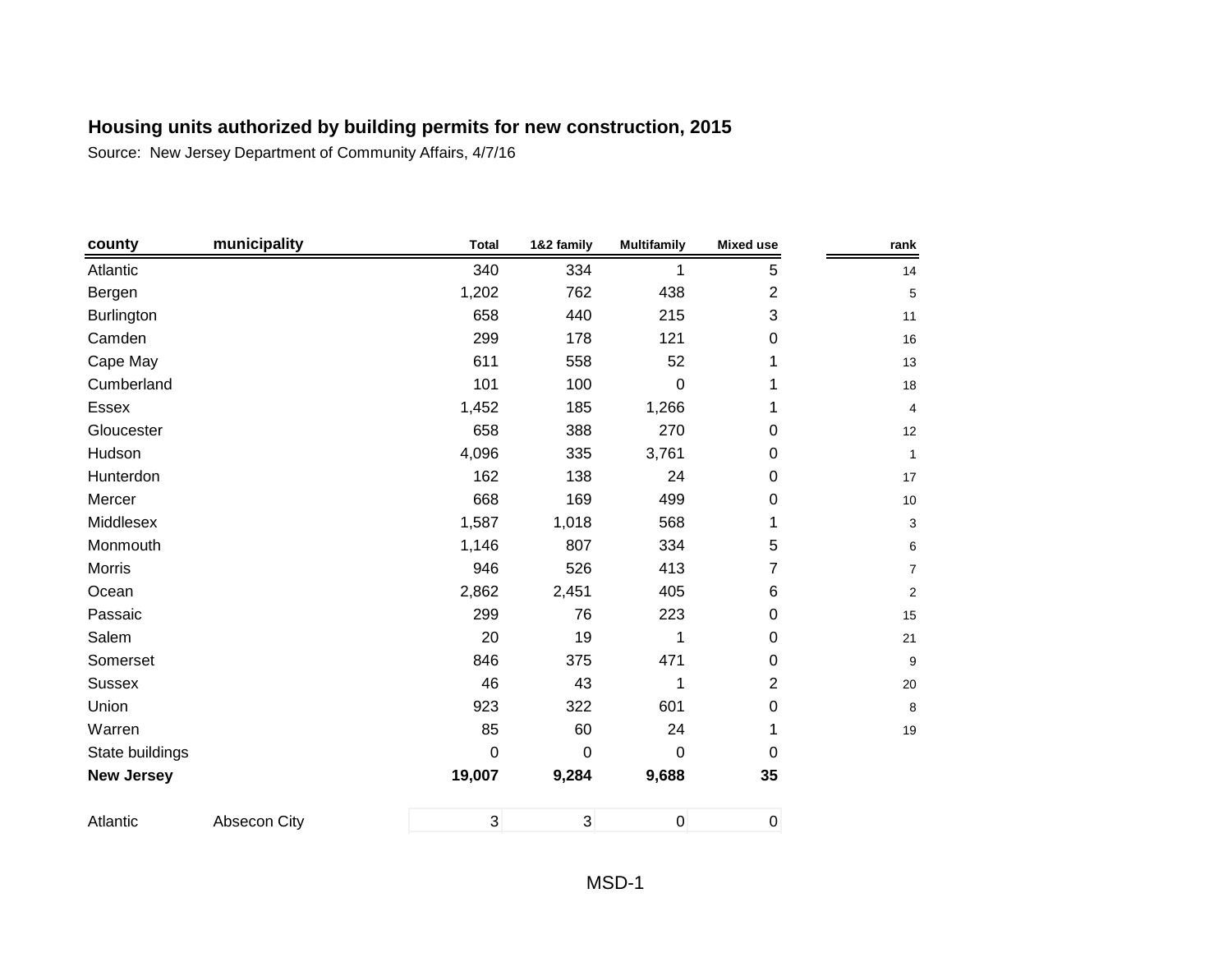**Housing units authorized by building permits for new construction, 2015**

Source: New Jersey Department of Community Affairs, 4/7/16

| county | municipality | Total | 1&2 family | Multifamily | Mixed use | rank |
|---|---|---|---|---|---|---|
| Atlantic | | 340 | 334 | 1 | 5 | 14 |
| Bergen | | 1,202 | 762 | 438 | 2 | 5 |
| Burlington | | 658 | 440 | 215 | 3 | 11 |
| Camden | | 299 | 178 | 121 | 0 | 16 |
| Cape May | | 611 | 558 | 52 | 1 | 13 |
| Cumberland | | 101 | 100 | 0 | 1 | 18 |
| Essex | | 1,452 | 185 | 1,266 | 1 | 4 |
| Gloucester | | 658 | 388 | 270 | 0 | 12 |
| Hudson | | 4,096 | 335 | 3,761 | 0 | 1 |
| Hunterdon | | 162 | 138 | 24 | 0 | 17 |
| Mercer | | 668 | 169 | 499 | 0 | 10 |
| Middlesex | | 1,587 | 1,018 | 568 | 1 | 3 |
| Monmouth | | 1,146 | 807 | 334 | 5 | 6 |
| Morris | | 946 | 526 | 413 | 7 | 7 |
| Ocean | | 2,862 | 2,451 | 405 | 6 | 2 |
| Passaic | | 299 | 76 | 223 | 0 | 15 |
| Salem | | 20 | 19 | 1 | 0 | 21 |
| Somerset | | 846 | 375 | 471 | 0 | 9 |
| Sussex | | 46 | 43 | 1 | 2 | 20 |
| Union | | 923 | 322 | 601 | 0 | 8 |
| Warren | | 85 | 60 | 24 | 1 | 19 |
| State buildings | | 0 | 0 | 0 | 0 | |
| **New Jersey** | | **19,007** | **9,284** | **9,688** | **35** | |
| | | | | | | |
| Atlantic | Absecon City | 3 | 3 | 0 | 0 | |

MSD-1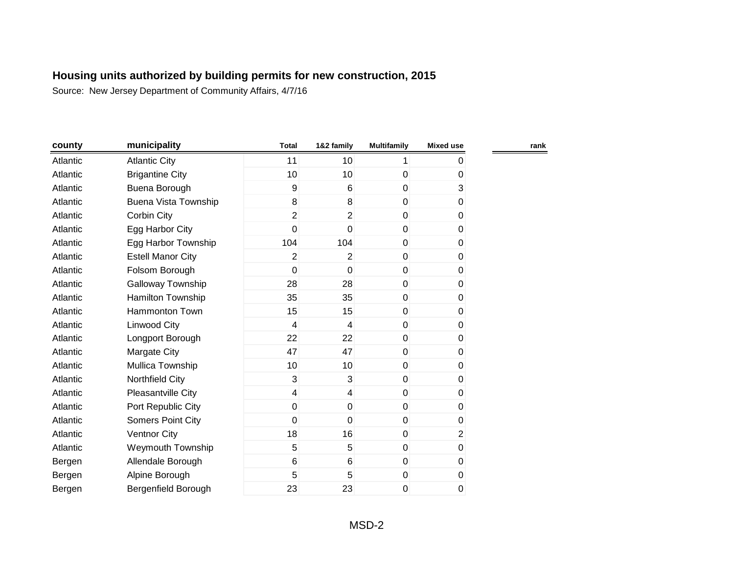**Housing units authorized by building permits for new construction, 2015**

Source: New Jersey Department of Community Affairs, 4/7/16

| county | municipality | Total | 1&2 family | Multifamily | Mixed use | rank |
|---|---|---|---|---|---|---|
| Atlantic | Atlantic City | 11 | 10 | 1 | 0 | |
| Atlantic | Brigantine City | 10 | 10 | 0 | 0 | |
| Atlantic | Buena Borough | 9 | 6 | 0 | 3 | |
| Atlantic | Buena Vista Township | 8 | 8 | 0 | 0 | |
| Atlantic | Corbin City | 2 | 2 | 0 | 0 | |
| Atlantic | Egg Harbor City | 0 | 0 | 0 | 0 | |
| Atlantic | Egg Harbor Township | 104 | 104 | 0 | 0 | |
| Atlantic | Estell Manor City | 2 | 2 | 0 | 0 | |
| Atlantic | Folsom Borough | 0 | 0 | 0 | 0 | |
| Atlantic | Galloway Township | 28 | 28 | 0 | 0 | |
| Atlantic | Hamilton Township | 35 | 35 | 0 | 0 | |
| Atlantic | Hammonton Town | 15 | 15 | 0 | 0 | |
| Atlantic | Linwood City | 4 | 4 | 0 | 0 | |
| Atlantic | Longport Borough | 22 | 22 | 0 | 0 | |
| Atlantic | Margate City | 47 | 47 | 0 | 0 | |
| Atlantic | Mullica Township | 10 | 10 | 0 | 0 | |
| Atlantic | Northfield City | 3 | 3 | 0 | 0 | |
| Atlantic | Pleasantville City | 4 | 4 | 0 | 0 | |
| Atlantic | Port Republic City | 0 | 0 | 0 | 0 | |
| Atlantic | Somers Point City | 0 | 0 | 0 | 0 | |
| Atlantic | Ventnor City | 18 | 16 | 0 | 2 | |
| Atlantic | Weymouth Township | 5 | 5 | 0 | 0 | |
| Bergen | Allendale Borough | 6 | 6 | 0 | 0 | |
| Bergen | Alpine Borough | 5 | 5 | 0 | 0 | |
| Bergen | Bergenfield Borough | 23 | 23 | 0 | 0 | |

MSD-2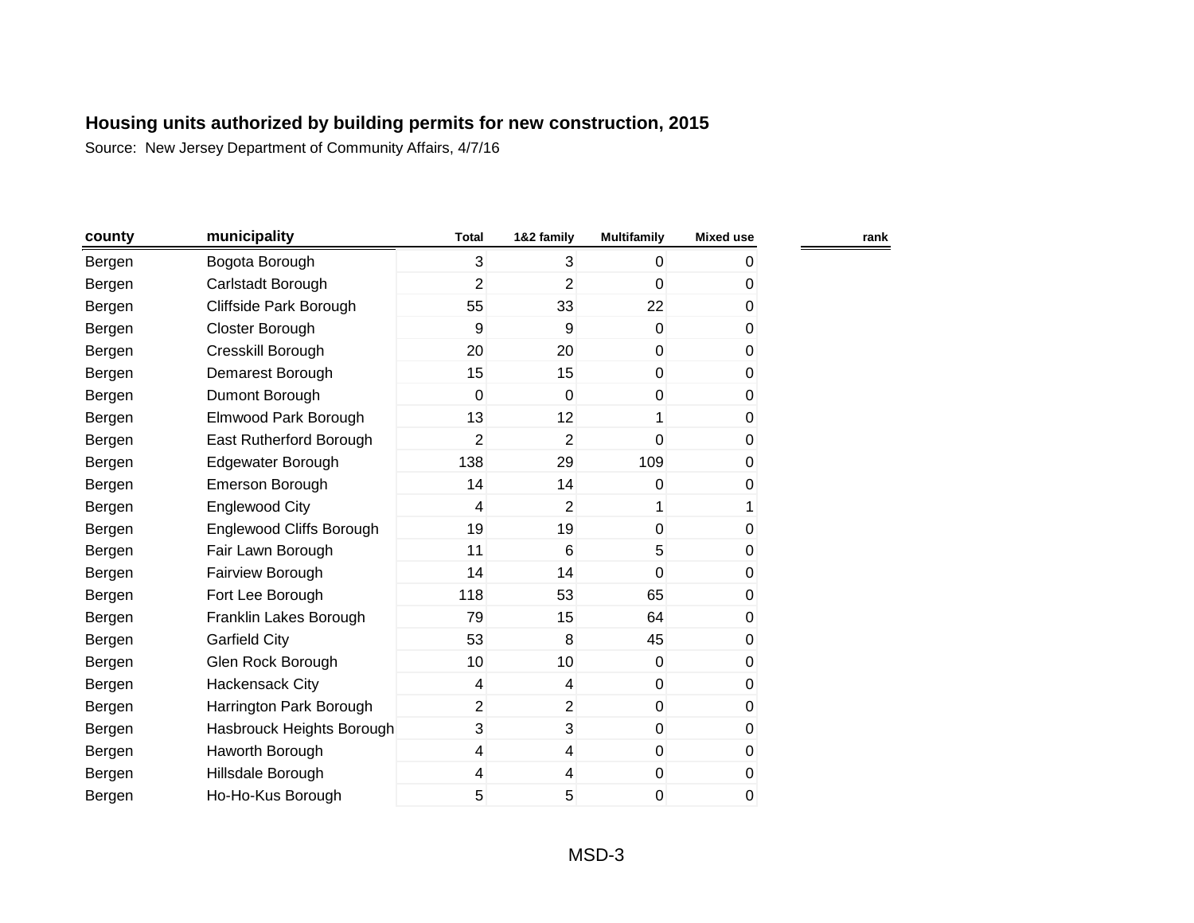# Housing units authorized by building permits for new construction, 2015

Source: New Jersey Department of Community Affairs, 4/7/16

| county | municipality | Total | 1&2 family | Multifamily | Mixed use | rank |
|---|---|---|---|---|---|---|
| Bergen | Bogota Borough | 3 | 3 | 0 | 0 | |
| Bergen | Carlstadt Borough | 2 | 2 | 0 | 0 | |
| Bergen | Cliffside Park Borough | 55 | 33 | 22 | 0 | |
| Bergen | Closter Borough | 9 | 9 | 0 | 0 | |
| Bergen | Cresskill Borough | 20 | 20 | 0 | 0 | |
| Bergen | Demarest Borough | 15 | 15 | 0 | 0 | |
| Bergen | Dumont Borough | 0 | 0 | 0 | 0 | |
| Bergen | Elmwood Park Borough | 13 | 12 | 1 | 0 | |
| Bergen | East Rutherford Borough | 2 | 2 | 0 | 0 | |
| Bergen | Edgewater Borough | 138 | 29 | 109 | 0 | |
| Bergen | Emerson Borough | 14 | 14 | 0 | 0 | |
| Bergen | Englewood City | 4 | 2 | 1 | 1 | |
| Bergen | Englewood Cliffs Borough | 19 | 19 | 0 | 0 | |
| Bergen | Fair Lawn Borough | 11 | 6 | 5 | 0 | |
| Bergen | Fairview Borough | 14 | 14 | 0 | 0 | |
| Bergen | Fort Lee Borough | 118 | 53 | 65 | 0 | |
| Bergen | Franklin Lakes Borough | 79 | 15 | 64 | 0 | |
| Bergen | Garfield City | 53 | 8 | 45 | 0 | |
| Bergen | Glen Rock Borough | 10 | 10 | 0 | 0 | |
| Bergen | Hackensack City | 4 | 4 | 0 | 0 | |
| Bergen | Harrington Park Borough | 2 | 2 | 0 | 0 | |
| Bergen | Hasbrouck Heights Borough | 3 | 3 | 0 | 0 | |
| Bergen | Haworth Borough | 4 | 4 | 0 | 0 | |
| Bergen | Hillsdale Borough | 4 | 4 | 0 | 0 | |
| Bergen | Ho-Ho-Kus Borough | 5 | 5 | 0 | 0 | |

MSD-3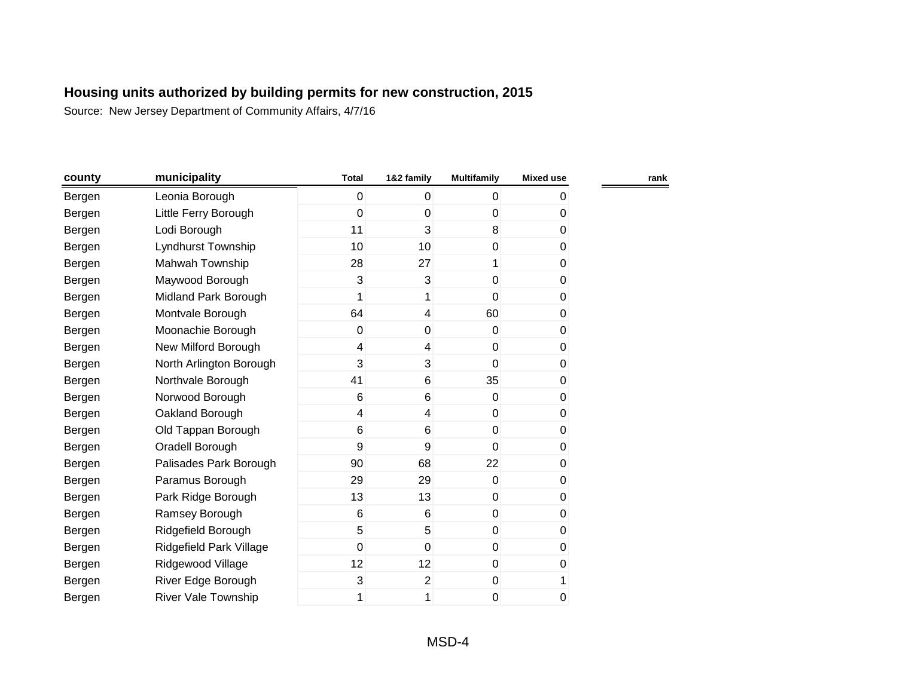**Housing units authorized by building permits for new construction, 2015**

Source: New Jersey Department of Community Affairs, 4/7/16

| county | municipality | Total | 1&2 family | Multifamily | Mixed use | rank |
|---|---|---|---|---|---|---|
| Bergen | Leonia Borough | 0 | 0 | 0 | 0 | |
| Bergen | Little Ferry Borough | 0 | 0 | 0 | 0 | |
| Bergen | Lodi Borough | 11 | 3 | 8 | 0 | |
| Bergen | Lyndhurst Township | 10 | 10 | 0 | 0 | |
| Bergen | Mahwah Township | 28 | 27 | 1 | 0 | |
| Bergen | Maywood Borough | 3 | 3 | 0 | 0 | |
| Bergen | Midland Park Borough | 1 | 1 | 0 | 0 | |
| Bergen | Montvale Borough | 64 | 4 | 60 | 0 | |
| Bergen | Moonachie Borough | 0 | 0 | 0 | 0 | |
| Bergen | New Milford Borough | 4 | 4 | 0 | 0 | |
| Bergen | North Arlington Borough | 3 | 3 | 0 | 0 | |
| Bergen | Northvale Borough | 41 | 6 | 35 | 0 | |
| Bergen | Norwood Borough | 6 | 6 | 0 | 0 | |
| Bergen | Oakland Borough | 4 | 4 | 0 | 0 | |
| Bergen | Old Tappan Borough | 6 | 6 | 0 | 0 | |
| Bergen | Oradell Borough | 9 | 9 | 0 | 0 | |
| Bergen | Palisades Park Borough | 90 | 68 | 22 | 0 | |
| Bergen | Paramus Borough | 29 | 29 | 0 | 0 | |
| Bergen | Park Ridge Borough | 13 | 13 | 0 | 0 | |
| Bergen | Ramsey Borough | 6 | 6 | 0 | 0 | |
| Bergen | Ridgefield Borough | 5 | 5 | 0 | 0 | |
| Bergen | Ridgefield Park Village | 0 | 0 | 0 | 0 | |
| Bergen | Ridgewood Village | 12 | 12 | 0 | 0 | |
| Bergen | River Edge Borough | 3 | 2 | 0 | 1 | |
| Bergen | River Vale Township | 1 | 1 | 0 | 0 | |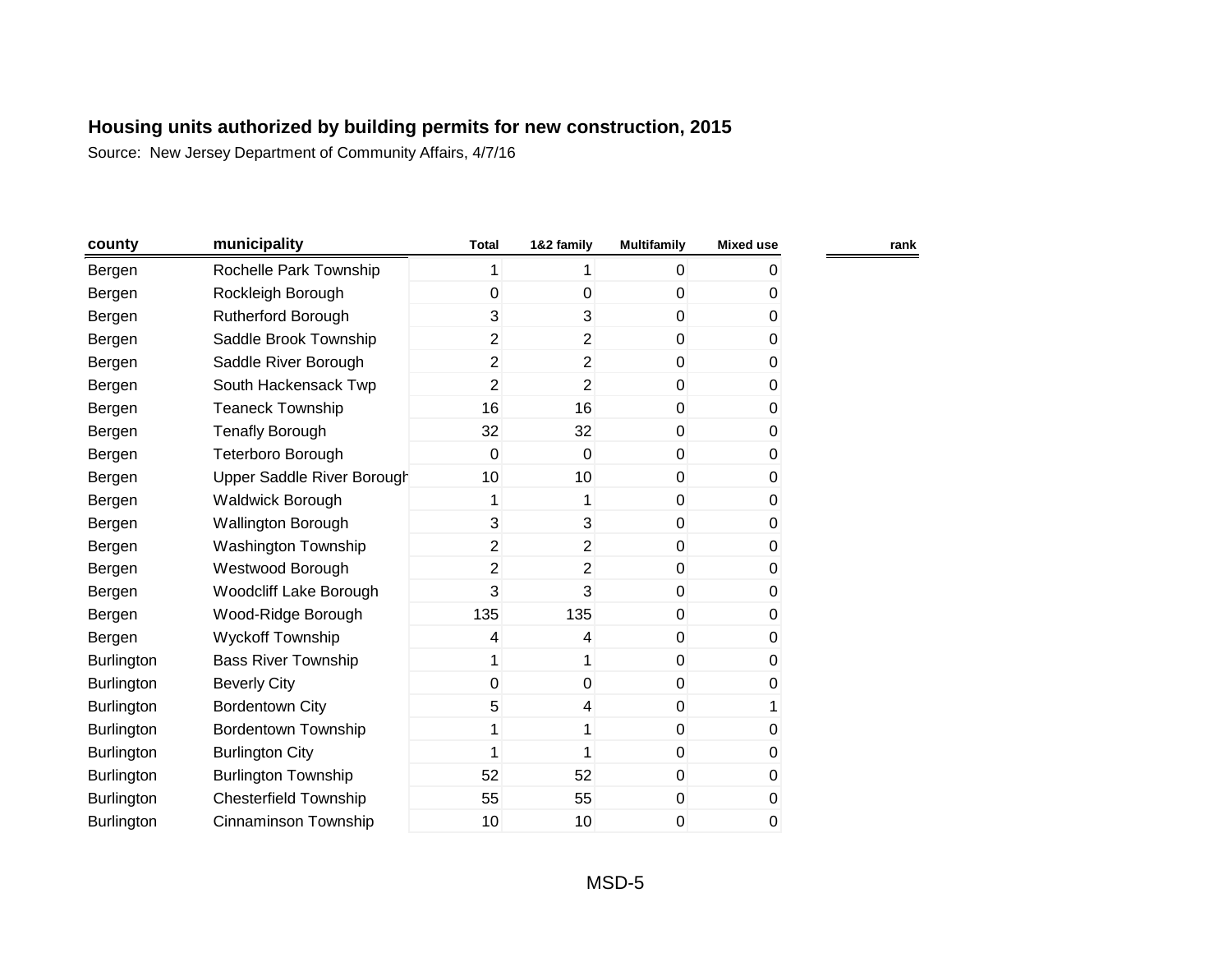**Housing units authorized by building permits for new construction, 2015**

Source: New Jersey Department of Community Affairs, 4/7/16

| county | municipality | Total | 1&2 family | Multifamily | Mixed use | rank |
|---|---|---|---|---|---|---|
| Bergen | Rochelle Park Township | 1 | 1 | 0 | 0 | |
| Bergen | Rockleigh Borough | 0 | 0 | 0 | 0 | |
| Bergen | Rutherford Borough | 3 | 3 | 0 | 0 | |
| Bergen | Saddle Brook Township | 2 | 2 | 0 | 0 | |
| Bergen | Saddle River Borough | 2 | 2 | 0 | 0 | |
| Bergen | South Hackensack Twp | 2 | 2 | 0 | 0 | |
| Bergen | Teaneck Township | 16 | 16 | 0 | 0 | |
| Bergen | Tenafly Borough | 32 | 32 | 0 | 0 | |
| Bergen | Teterboro Borough | 0 | 0 | 0 | 0 | |
| Bergen | Upper Saddle River Borough | 10 | 10 | 0 | 0 | |
| Bergen | Waldwick Borough | 1 | 1 | 0 | 0 | |
| Bergen | Wallington Borough | 3 | 3 | 0 | 0 | |
| Bergen | Washington Township | 2 | 2 | 0 | 0 | |
| Bergen | Westwood Borough | 2 | 2 | 0 | 0 | |
| Bergen | Woodcliff Lake Borough | 3 | 3 | 0 | 0 | |
| Bergen | Wood-Ridge Borough | 135 | 135 | 0 | 0 | |
| Bergen | Wyckoff Township | 4 | 4 | 0 | 0 | |
| Burlington | Bass River Township | 1 | 1 | 0 | 0 | |
| Burlington | Beverly City | 0 | 0 | 0 | 0 | |
| Burlington | Bordentown City | 5 | 4 | 0 | 1 | |
| Burlington | Bordentown Township | 1 | 1 | 0 | 0 | |
| Burlington | Burlington City | 1 | 1 | 0 | 0 | |
| Burlington | Burlington Township | 52 | 52 | 0 | 0 | |
| Burlington | Chesterfield Township | 55 | 55 | 0 | 0 | |
| Burlington | Cinnaminson Township | 10 | 10 | 0 | 0 | |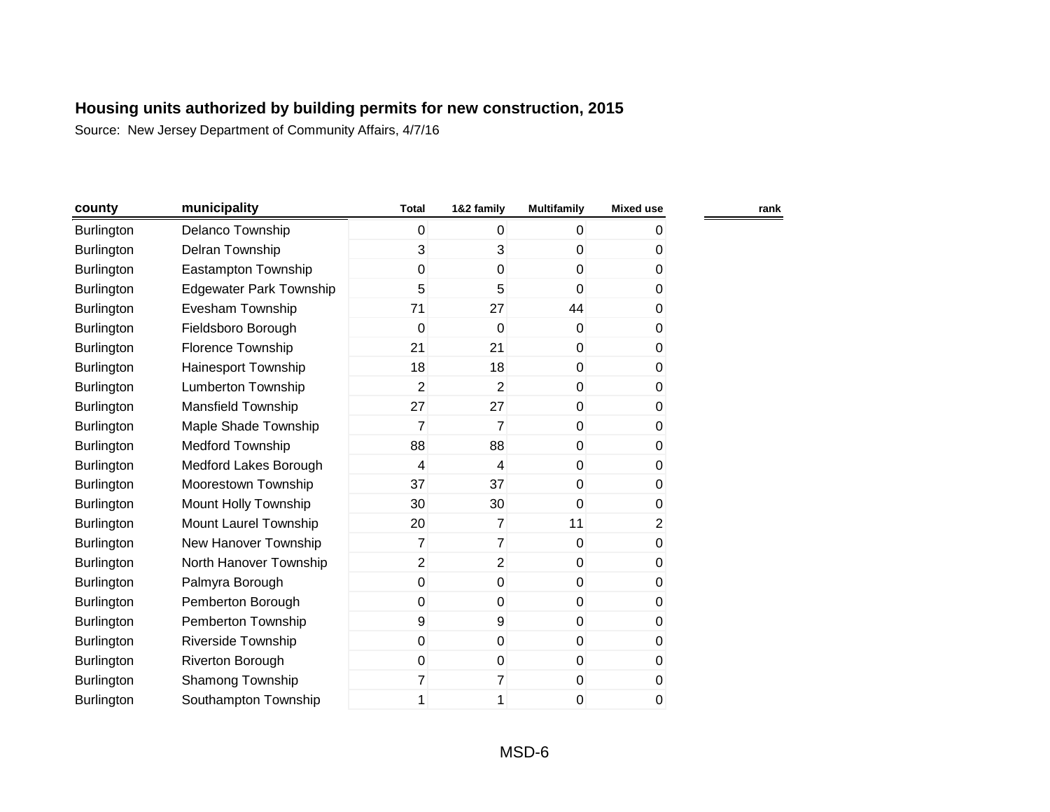**Housing units authorized by building permits for new construction, 2015**

Source: New Jersey Department of Community Affairs, 4/7/16

| county | municipality | Total | 1&2 family | Multifamily | Mixed use | rank |
|---|---|---|---|---|---|---|
| Burlington | Delanco Township | 0 | 0 | 0 | 0 | |
| Burlington | Delran Township | 3 | 3 | 0 | 0 | |
| Burlington | Eastampton Township | 0 | 0 | 0 | 0 | |
| Burlington | Edgewater Park Township | 5 | 5 | 0 | 0 | |
| Burlington | Evesham Township | 71 | 27 | 44 | 0 | |
| Burlington | Fieldsboro Borough | 0 | 0 | 0 | 0 | |
| Burlington | Florence Township | 21 | 21 | 0 | 0 | |
| Burlington | Hainesport Township | 18 | 18 | 0 | 0 | |
| Burlington | Lumberton Township | 2 | 2 | 0 | 0 | |
| Burlington | Mansfield Township | 27 | 27 | 0 | 0 | |
| Burlington | Maple Shade Township | 7 | 7 | 0 | 0 | |
| Burlington | Medford Township | 88 | 88 | 0 | 0 | |
| Burlington | Medford Lakes Borough | 4 | 4 | 0 | 0 | |
| Burlington | Moorestown Township | 37 | 37 | 0 | 0 | |
| Burlington | Mount Holly Township | 30 | 30 | 0 | 0 | |
| Burlington | Mount Laurel Township | 20 | 7 | 11 | 2 | |
| Burlington | New Hanover Township | 7 | 7 | 0 | 0 | |
| Burlington | North Hanover Township | 2 | 2 | 0 | 0 | |
| Burlington | Palmyra Borough | 0 | 0 | 0 | 0 | |
| Burlington | Pemberton Borough | 0 | 0 | 0 | 0 | |
| Burlington | Pemberton Township | 9 | 9 | 0 | 0 | |
| Burlington | Riverside Township | 0 | 0 | 0 | 0 | |
| Burlington | Riverton Borough | 0 | 0 | 0 | 0 | |
| Burlington | Shamong Township | 7 | 7 | 0 | 0 | |
| Burlington | Southampton Township | 1 | 1 | 0 | 0 | |

MSD-6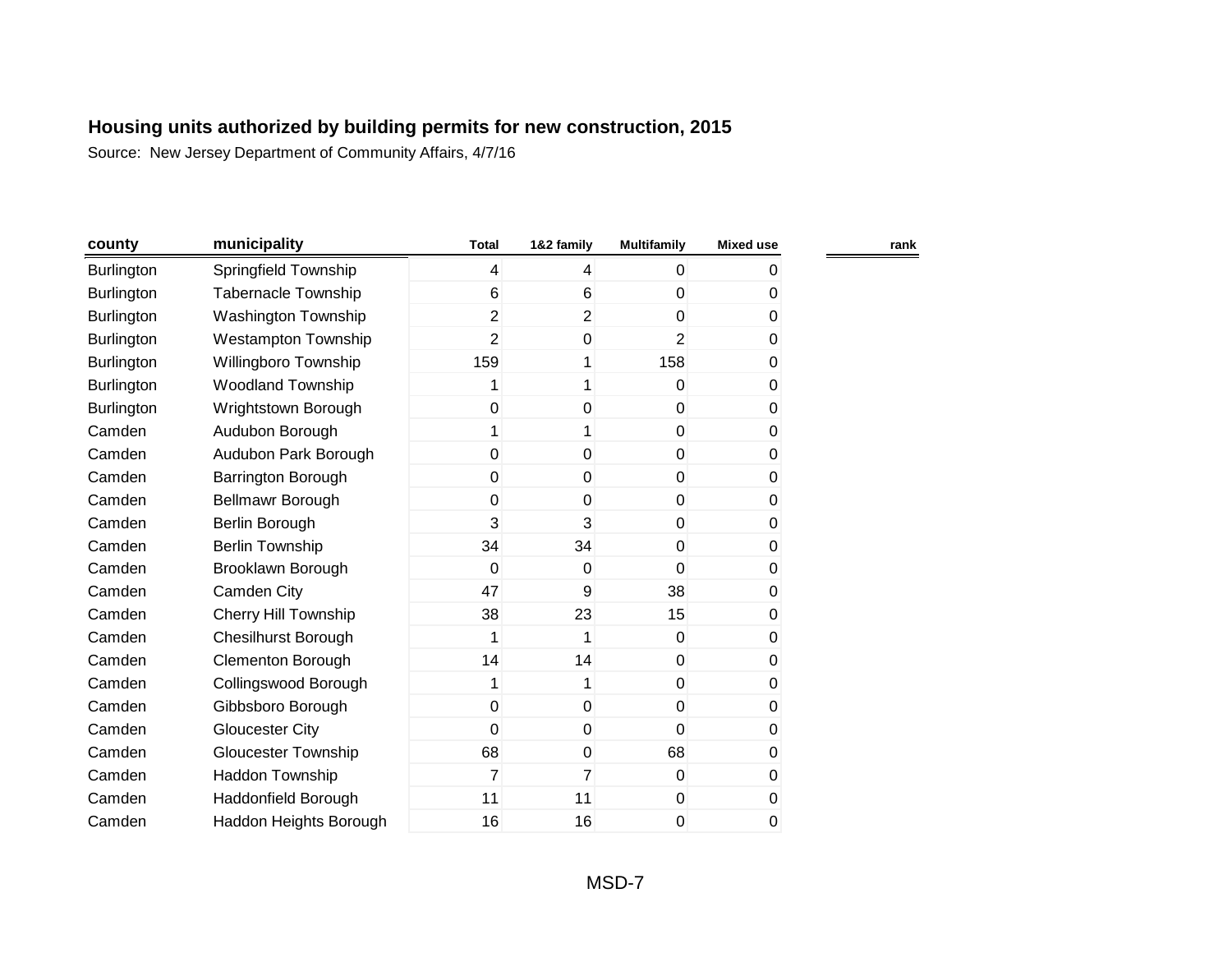## Housing units authorized by building permits for new construction, 2015

Source: New Jersey Department of Community Affairs, 4/7/16

| county | municipality | Total | 1&2 family | Multifamily | Mixed use | rank |
|---|---|---|---|---|---|---|
| Burlington | Springfield Township | 4 | 4 | 0 | 0 | |
| Burlington | Tabernacle Township | 6 | 6 | 0 | 0 | |
| Burlington | Washington Township | 2 | 2 | 0 | 0 | |
| Burlington | Westampton Township | 2 | 0 | 2 | 0 | |
| Burlington | Willingboro Township | 159 | 1 | 158 | 0 | |
| Burlington | Woodland Township | 1 | 1 | 0 | 0 | |
| Burlington | Wrightstown Borough | 0 | 0 | 0 | 0 | |
| Camden | Audubon Borough | 1 | 1 | 0 | 0 | |
| Camden | Audubon Park Borough | 0 | 0 | 0 | 0 | |
| Camden | Barrington Borough | 0 | 0 | 0 | 0 | |
| Camden | Bellmawr Borough | 0 | 0 | 0 | 0 | |
| Camden | Berlin Borough | 3 | 3 | 0 | 0 | |
| Camden | Berlin Township | 34 | 34 | 0 | 0 | |
| Camden | Brooklawn Borough | 0 | 0 | 0 | 0 | |
| Camden | Camden City | 47 | 9 | 38 | 0 | |
| Camden | Cherry Hill Township | 38 | 23 | 15 | 0 | |
| Camden | Chesilhurst Borough | 1 | 1 | 0 | 0 | |
| Camden | Clementon Borough | 14 | 14 | 0 | 0 | |
| Camden | Collingswood Borough | 1 | 1 | 0 | 0 | |
| Camden | Gibbsboro Borough | 0 | 0 | 0 | 0 | |
| Camden | Gloucester City | 0 | 0 | 0 | 0 | |
| Camden | Gloucester Township | 68 | 0 | 68 | 0 | |
| Camden | Haddon Township | 7 | 7 | 0 | 0 | |
| Camden | Haddonfield Borough | 11 | 11 | 0 | 0 | |
| Camden | Haddon Heights Borough | 16 | 16 | 0 | 0 | |

MSD-7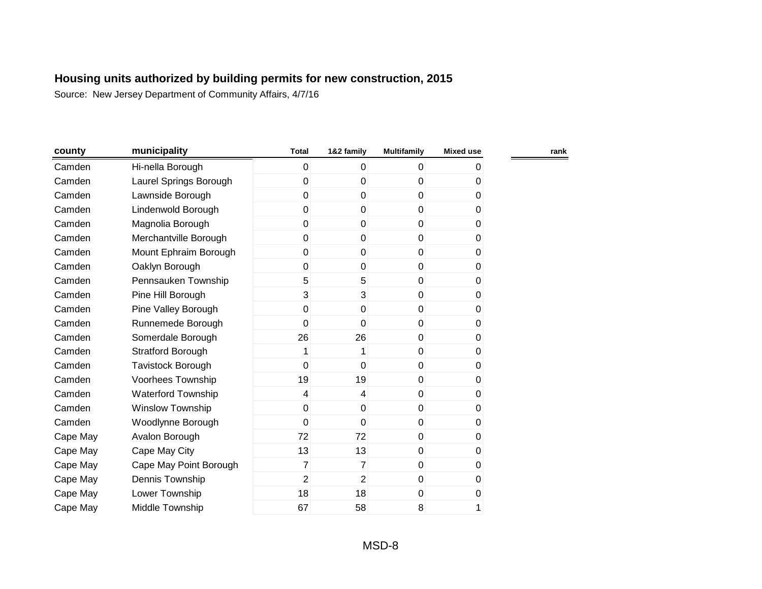# Housing units authorized by building permits for new construction, 2015

Source: New Jersey Department of Community Affairs, 4/7/16

| county | municipality | Total | 1&2 family | Multifamily | Mixed use | rank |
|---|---|---|---|---|---|---|
| Camden | Hi-nella Borough | 0 | 0 | 0 | 0 | |
| Camden | Laurel Springs Borough | 0 | 0 | 0 | 0 | |
| Camden | Lawnside Borough | 0 | 0 | 0 | 0 | |
| Camden | Lindenwold Borough | 0 | 0 | 0 | 0 | |
| Camden | Magnolia Borough | 0 | 0 | 0 | 0 | |
| Camden | Merchantville Borough | 0 | 0 | 0 | 0 | |
| Camden | Mount Ephraim Borough | 0 | 0 | 0 | 0 | |
| Camden | Oaklyn Borough | 0 | 0 | 0 | 0 | |
| Camden | Pennsauken Township | 5 | 5 | 0 | 0 | |
| Camden | Pine Hill Borough | 3 | 3 | 0 | 0 | |
| Camden | Pine Valley Borough | 0 | 0 | 0 | 0 | |
| Camden | Runnemede Borough | 0 | 0 | 0 | 0 | |
| Camden | Somerdale Borough | 26 | 26 | 0 | 0 | |
| Camden | Stratford Borough | 1 | 1 | 0 | 0 | |
| Camden | Tavistock Borough | 0 | 0 | 0 | 0 | |
| Camden | Voorhees Township | 19 | 19 | 0 | 0 | |
| Camden | Waterford Township | 4 | 4 | 0 | 0 | |
| Camden | Winslow Township | 0 | 0 | 0 | 0 | |
| Camden | Woodlynne Borough | 0 | 0 | 0 | 0 | |
| Cape May | Avalon Borough | 72 | 72 | 0 | 0 | |
| Cape May | Cape May City | 13 | 13 | 0 | 0 | |
| Cape May | Cape May Point Borough | 7 | 7 | 0 | 0 | |
| Cape May | Dennis Township | 2 | 2 | 0 | 0 | |
| Cape May | Lower Township | 18 | 18 | 0 | 0 | |
| Cape May | Middle Township | 67 | 58 | 8 | 1 | |

MSD-8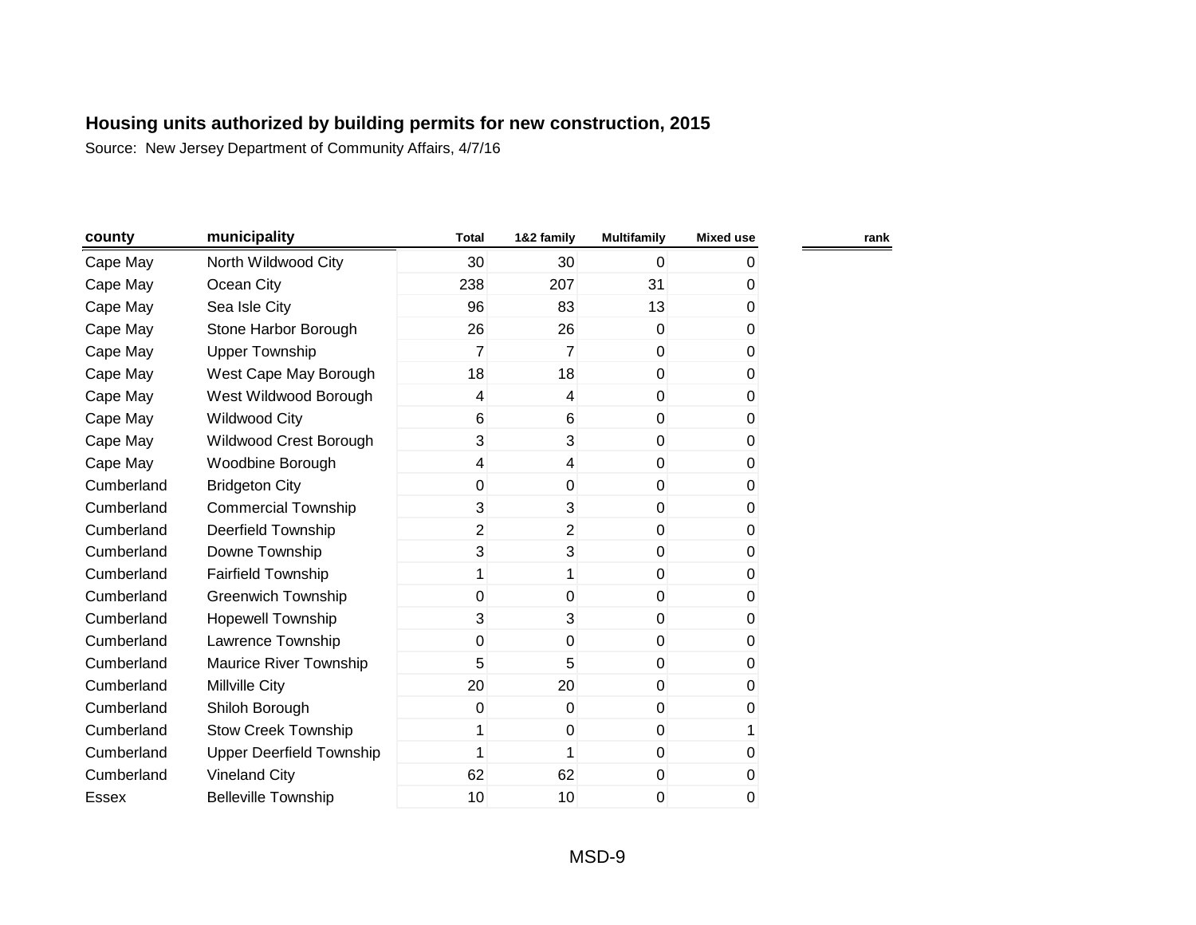## Housing units authorized by building permits for new construction, 2015

Source: New Jersey Department of Community Affairs, 4/7/16

| county | municipality | Total | 1&2 family | Multifamily | Mixed use | rank |
|---|---|---|---|---|---|---|
| Cape May | North Wildwood City | 30 | 30 | 0 | 0 | |
| Cape May | Ocean City | 238 | 207 | 31 | 0 | |
| Cape May | Sea Isle City | 96 | 83 | 13 | 0 | |
| Cape May | Stone Harbor Borough | 26 | 26 | 0 | 0 | |
| Cape May | Upper Township | 7 | 7 | 0 | 0 | |
| Cape May | West Cape May Borough | 18 | 18 | 0 | 0 | |
| Cape May | West Wildwood Borough | 4 | 4 | 0 | 0 | |
| Cape May | Wildwood City | 6 | 6 | 0 | 0 | |
| Cape May | Wildwood Crest Borough | 3 | 3 | 0 | 0 | |
| Cape May | Woodbine Borough | 4 | 4 | 0 | 0 | |
| Cumberland | Bridgeton City | 0 | 0 | 0 | 0 | |
| Cumberland | Commercial Township | 3 | 3 | 0 | 0 | |
| Cumberland | Deerfield Township | 2 | 2 | 0 | 0 | |
| Cumberland | Downe Township | 3 | 3 | 0 | 0 | |
| Cumberland | Fairfield Township | 1 | 1 | 0 | 0 | |
| Cumberland | Greenwich Township | 0 | 0 | 0 | 0 | |
| Cumberland | Hopewell Township | 3 | 3 | 0 | 0 | |
| Cumberland | Lawrence Township | 0 | 0 | 0 | 0 | |
| Cumberland | Maurice River Township | 5 | 5 | 0 | 0 | |
| Cumberland | Millville City | 20 | 20 | 0 | 0 | |
| Cumberland | Shiloh Borough | 0 | 0 | 0 | 0 | |
| Cumberland | Stow Creek Township | 1 | 0 | 0 | 1 | |
| Cumberland | Upper Deerfield Township | 1 | 1 | 0 | 0 | |
| Cumberland | Vineland City | 62 | 62 | 0 | 0 | |
| Essex | Belleville Township | 10 | 10 | 0 | 0 | |

MSD-9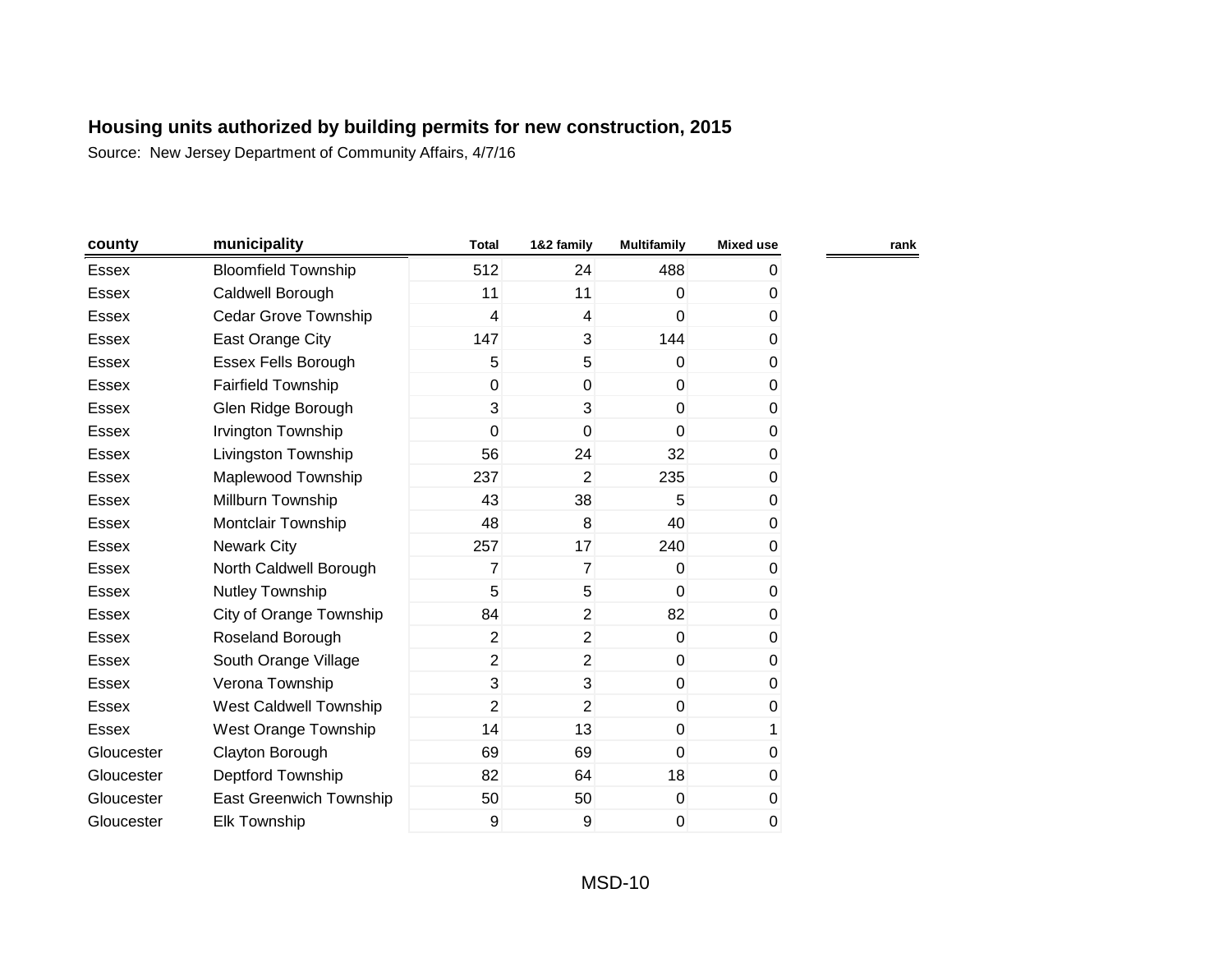## Housing units authorized by building permits for new construction, 2015

Source: New Jersey Department of Community Affairs, 4/7/16

| county | municipality | Total | 1&2 family | Multifamily | Mixed use | rank |
|---|---|---|---|---|---|---|
| Essex | Bloomfield Township | 512 | 24 | 488 | 0 | |
| Essex | Caldwell Borough | 11 | 11 | 0 | 0 | |
| Essex | Cedar Grove Township | 4 | 4 | 0 | 0 | |
| Essex | East Orange City | 147 | 3 | 144 | 0 | |
| Essex | Essex Fells Borough | 5 | 5 | 0 | 0 | |
| Essex | Fairfield Township | 0 | 0 | 0 | 0 | |
| Essex | Glen Ridge Borough | 3 | 3 | 0 | 0 | |
| Essex | Irvington Township | 0 | 0 | 0 | 0 | |
| Essex | Livingston Township | 56 | 24 | 32 | 0 | |
| Essex | Maplewood Township | 237 | 2 | 235 | 0 | |
| Essex | Millburn Township | 43 | 38 | 5 | 0 | |
| Essex | Montclair Township | 48 | 8 | 40 | 0 | |
| Essex | Newark City | 257 | 17 | 240 | 0 | |
| Essex | North Caldwell Borough | 7 | 7 | 0 | 0 | |
| Essex | Nutley Township | 5 | 5 | 0 | 0 | |
| Essex | City of Orange Township | 84 | 2 | 82 | 0 | |
| Essex | Roseland Borough | 2 | 2 | 0 | 0 | |
| Essex | South Orange Village | 2 | 2 | 0 | 0 | |
| Essex | Verona Township | 3 | 3 | 0 | 0 | |
| Essex | West Caldwell Township | 2 | 2 | 0 | 0 | |
| Essex | West Orange Township | 14 | 13 | 0 | 1 | |
| Gloucester | Clayton Borough | 69 | 69 | 0 | 0 | |
| Gloucester | Deptford Township | 82 | 64 | 18 | 0 | |
| Gloucester | East Greenwich Township | 50 | 50 | 0 | 0 | |
| Gloucester | Elk Township | 9 | 9 | 0 | 0 | |

MSD-10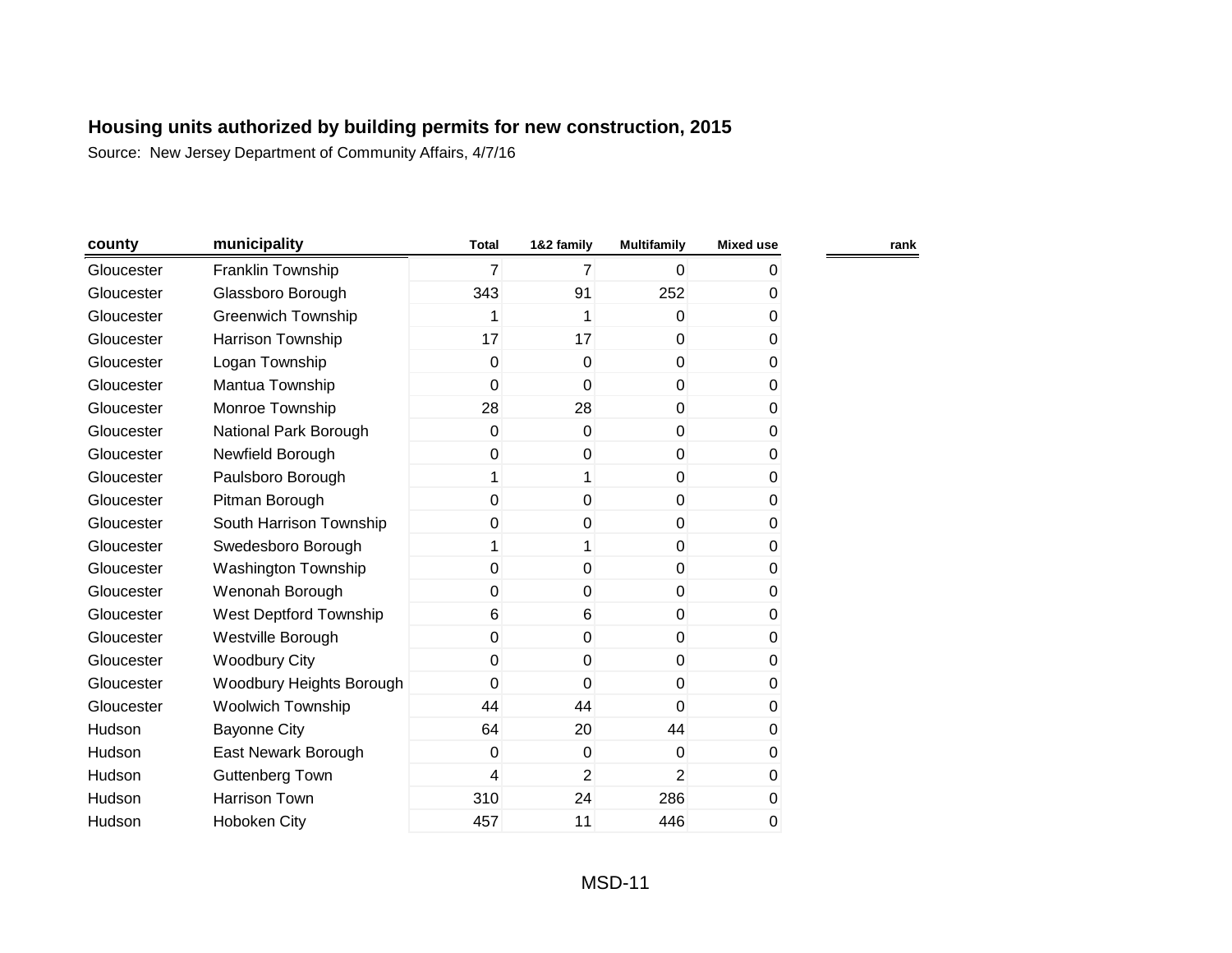**Housing units authorized by building permits for new construction, 2015**

Source: New Jersey Department of Community Affairs, 4/7/16

| county | municipality | Total | 1&2 family | Multifamily | Mixed use | rank |
|---|---|---|---|---|---|---|
| Gloucester | Franklin Township | 7 | 7 | 0 | 0 | |
| Gloucester | Glassboro Borough | 343 | 91 | 252 | 0 | |
| Gloucester | Greenwich Township | 1 | 1 | 0 | 0 | |
| Gloucester | Harrison Township | 17 | 17 | 0 | 0 | |
| Gloucester | Logan Township | 0 | 0 | 0 | 0 | |
| Gloucester | Mantua Township | 0 | 0 | 0 | 0 | |
| Gloucester | Monroe Township | 28 | 28 | 0 | 0 | |
| Gloucester | National Park Borough | 0 | 0 | 0 | 0 | |
| Gloucester | Newfield Borough | 0 | 0 | 0 | 0 | |
| Gloucester | Paulsboro Borough | 1 | 1 | 0 | 0 | |
| Gloucester | Pitman Borough | 0 | 0 | 0 | 0 | |
| Gloucester | South Harrison Township | 0 | 0 | 0 | 0 | |
| Gloucester | Swedesboro Borough | 1 | 1 | 0 | 0 | |
| Gloucester | Washington Township | 0 | 0 | 0 | 0 | |
| Gloucester | Wenonah Borough | 0 | 0 | 0 | 0 | |
| Gloucester | West Deptford Township | 6 | 6 | 0 | 0 | |
| Gloucester | Westville Borough | 0 | 0 | 0 | 0 | |
| Gloucester | Woodbury City | 0 | 0 | 0 | 0 | |
| Gloucester | Woodbury Heights Borough | 0 | 0 | 0 | 0 | |
| Gloucester | Woolwich Township | 44 | 44 | 0 | 0 | |
| Hudson | Bayonne City | 64 | 20 | 44 | 0 | |
| Hudson | East Newark Borough | 0 | 0 | 0 | 0 | |
| Hudson | Guttenberg Town | 4 | 2 | 2 | 0 | |
| Hudson | Harrison Town | 310 | 24 | 286 | 0 | |
| Hudson | Hoboken City | 457 | 11 | 446 | 0 | |

MSD-11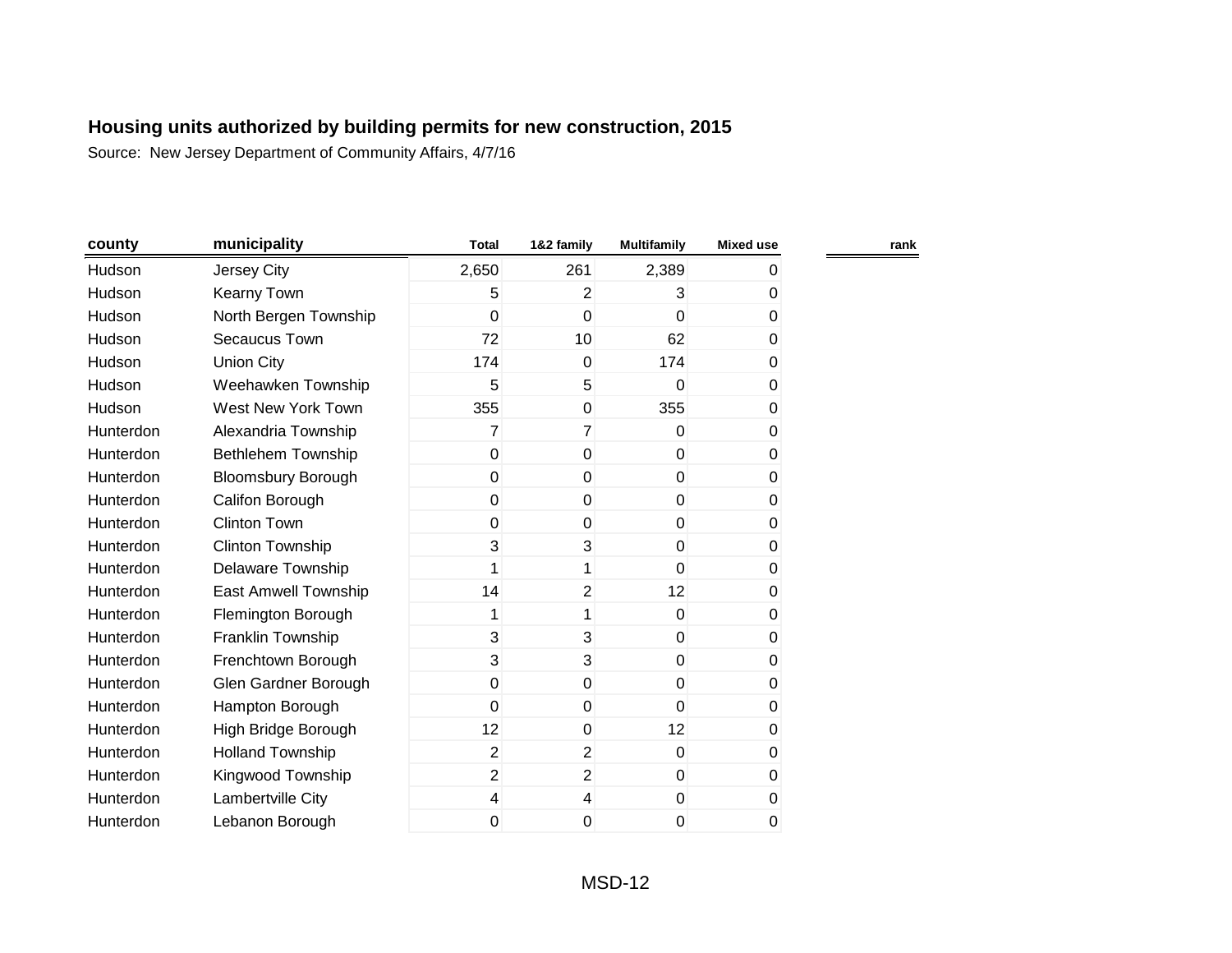## Housing units authorized by building permits for new construction, 2015

Source: New Jersey Department of Community Affairs, 4/7/16

| county | municipality | Total | 1&2 family | Multifamily | Mixed use | rank |
|---|---|---|---|---|---|---|
| Hudson | Jersey City | 2,650 | 261 | 2,389 | 0 | |
| Hudson | Kearny Town | 5 | 2 | 3 | 0 | |
| Hudson | North Bergen Township | 0 | 0 | 0 | 0 | |
| Hudson | Secaucus Town | 72 | 10 | 62 | 0 | |
| Hudson | Union City | 174 | 0 | 174 | 0 | |
| Hudson | Weehawken Township | 5 | 5 | 0 | 0 | |
| Hudson | West New York Town | 355 | 0 | 355 | 0 | |
| Hunterdon | Alexandria Township | 7 | 7 | 0 | 0 | |
| Hunterdon | Bethlehem Township | 0 | 0 | 0 | 0 | |
| Hunterdon | Bloomsbury Borough | 0 | 0 | 0 | 0 | |
| Hunterdon | Califon Borough | 0 | 0 | 0 | 0 | |
| Hunterdon | Clinton Town | 0 | 0 | 0 | 0 | |
| Hunterdon | Clinton Township | 3 | 3 | 0 | 0 | |
| Hunterdon | Delaware Township | 1 | 1 | 0 | 0 | |
| Hunterdon | East Amwell Township | 14 | 2 | 12 | 0 | |
| Hunterdon | Flemington Borough | 1 | 1 | 0 | 0 | |
| Hunterdon | Franklin Township | 3 | 3 | 0 | 0 | |
| Hunterdon | Frenchtown Borough | 3 | 3 | 0 | 0 | |
| Hunterdon | Glen Gardner Borough | 0 | 0 | 0 | 0 | |
| Hunterdon | Hampton Borough | 0 | 0 | 0 | 0 | |
| Hunterdon | High Bridge Borough | 12 | 0 | 12 | 0 | |
| Hunterdon | Holland Township | 2 | 2 | 0 | 0 | |
| Hunterdon | Kingwood Township | 2 | 2 | 0 | 0 | |
| Hunterdon | Lambertville City | 4 | 4 | 0 | 0 | |
| Hunterdon | Lebanon Borough | 0 | 0 | 0 | 0 | |

MSD-12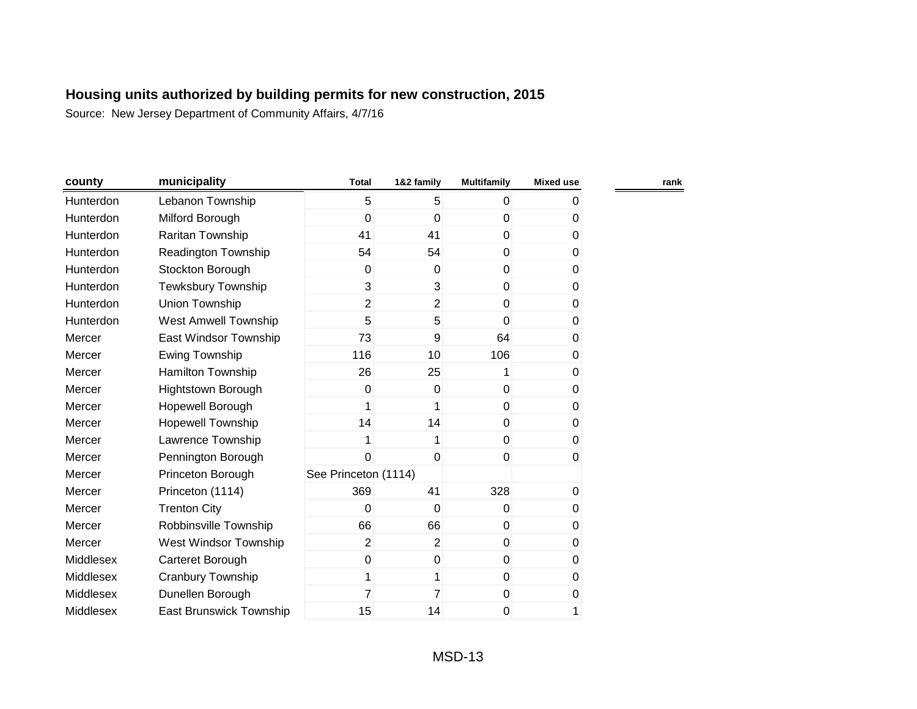# Housing units authorized by building permits for new construction, 2015

Source: New Jersey Department of Community Affairs, 4/7/16

| county | municipality | Total | 1&2 family | Multifamily | Mixed use | rank |
|---|---|---|---|---|---|---|
| Hunterdon | Lebanon Township | 5 | 5 | 0 | 0 | |
| Hunterdon | Milford Borough | 0 | 0 | 0 | 0 | |
| Hunterdon | Raritan Township | 41 | 41 | 0 | 0 | |
| Hunterdon | Readington Township | 54 | 54 | 0 | 0 | |
| Hunterdon | Stockton Borough | 0 | 0 | 0 | 0 | |
| Hunterdon | Tewksbury Township | 3 | 3 | 0 | 0 | |
| Hunterdon | Union Township | 2 | 2 | 0 | 0 | |
| Hunterdon | West Amwell Township | 5 | 5 | 0 | 0 | |
| Mercer | East Windsor Township | 73 | 9 | 64 | 0 | |
| Mercer | Ewing Township | 116 | 10 | 106 | 0 | |
| Mercer | Hamilton Township | 26 | 25 | 1 | 0 | |
| Mercer | Hightstown Borough | 0 | 0 | 0 | 0 | |
| Mercer | Hopewell Borough | 1 | 1 | 0 | 0 | |
| Mercer | Hopewell Township | 14 | 14 | 0 | 0 | |
| Mercer | Lawrence Township | 1 | 1 | 0 | 0 | |
| Mercer | Pennington Borough | 0 | 0 | 0 | 0 | |
| Mercer | Princeton Borough | See Princeton (1114) | | | | |
| Mercer | Princeton (1114) | 369 | 41 | 328 | 0 | |
| Mercer | Trenton City | 0 | 0 | 0 | 0 | |
| Mercer | Robbinsville Township | 66 | 66 | 0 | 0 | |
| Mercer | West Windsor Township | 2 | 2 | 0 | 0 | |
| Middlesex | Carteret Borough | 0 | 0 | 0 | 0 | |
| Middlesex | Cranbury Township | 1 | 1 | 0 | 0 | |
| Middlesex | Dunellen Borough | 7 | 7 | 0 | 0 | |
| Middlesex | East Brunswick Township | 15 | 14 | 0 | 1 | |

MSD-13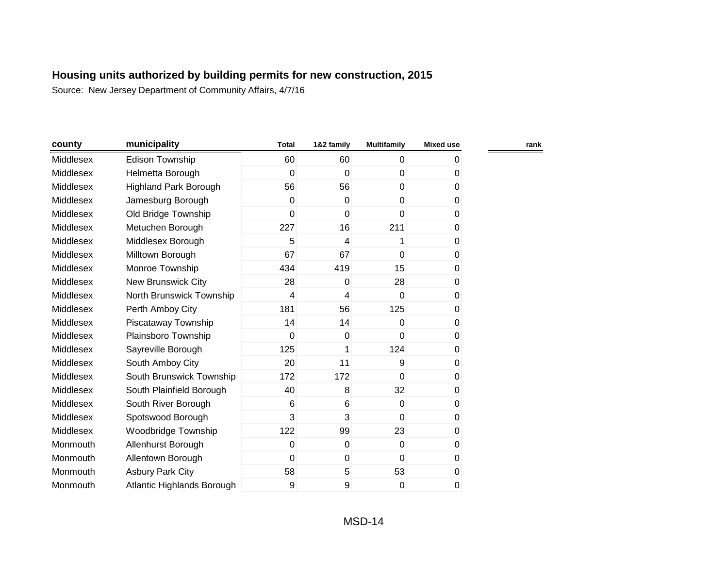## Housing units authorized by building permits for new construction, 2015

Source: New Jersey Department of Community Affairs, 4/7/16

| county | municipality | Total | 1&2 family | Multifamily | Mixed use | rank |
|---|---|---|---|---|---|---|
| Middlesex | Edison Township | 60 | 60 | 0 | 0 | |
| Middlesex | Helmetta Borough | 0 | 0 | 0 | 0 | |
| Middlesex | Highland Park Borough | 56 | 56 | 0 | 0 | |
| Middlesex | Jamesburg Borough | 0 | 0 | 0 | 0 | |
| Middlesex | Old Bridge Township | 0 | 0 | 0 | 0 | |
| Middlesex | Metuchen Borough | 227 | 16 | 211 | 0 | |
| Middlesex | Middlesex Borough | 5 | 4 | 1 | 0 | |
| Middlesex | Milltown Borough | 67 | 67 | 0 | 0 | |
| Middlesex | Monroe Township | 434 | 419 | 15 | 0 | |
| Middlesex | New Brunswick City | 28 | 0 | 28 | 0 | |
| Middlesex | North Brunswick Township | 4 | 4 | 0 | 0 | |
| Middlesex | Perth Amboy City | 181 | 56 | 125 | 0 | |
| Middlesex | Piscataway Township | 14 | 14 | 0 | 0 | |
| Middlesex | Plainsboro Township | 0 | 0 | 0 | 0 | |
| Middlesex | Sayreville Borough | 125 | 1 | 124 | 0 | |
| Middlesex | South Amboy City | 20 | 11 | 9 | 0 | |
| Middlesex | South Brunswick Township | 172 | 172 | 0 | 0 | |
| Middlesex | South Plainfield Borough | 40 | 8 | 32 | 0 | |
| Middlesex | South River Borough | 6 | 6 | 0 | 0 | |
| Middlesex | Spotswood Borough | 3 | 3 | 0 | 0 | |
| Middlesex | Woodbridge Township | 122 | 99 | 23 | 0 | |
| Monmouth | Allenhurst Borough | 0 | 0 | 0 | 0 | |
| Monmouth | Allentown Borough | 0 | 0 | 0 | 0 | |
| Monmouth | Asbury Park City | 58 | 5 | 53 | 0 | |
| Monmouth | Atlantic Highlands Borough | 9 | 9 | 0 | 0 | |

MSD-14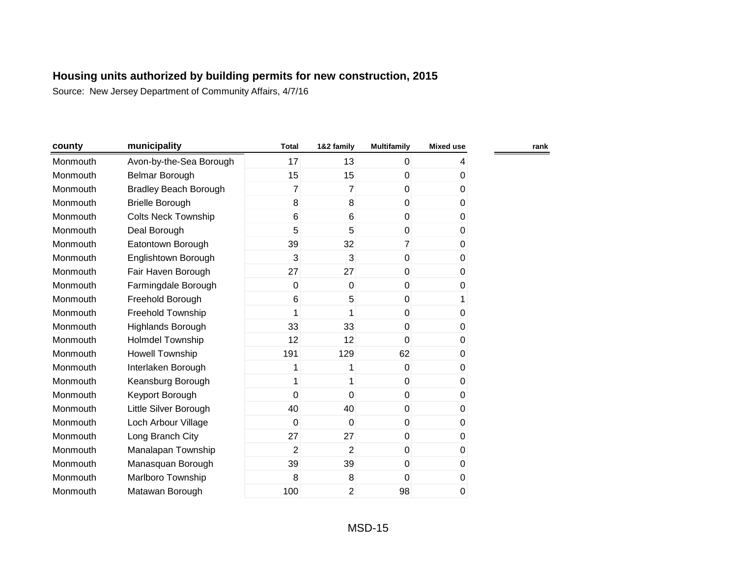**Housing units authorized by building permits for new construction, 2015**

Source: New Jersey Department of Community Affairs, 4/7/16

| county | municipality | Total | 1&2 family | Multifamily | Mixed use | rank |
|---|---|---|---|---|---|---|
| Monmouth | Avon-by-the-Sea Borough | 17 | 13 | 0 | 4 | |
| Monmouth | Belmar Borough | 15 | 15 | 0 | 0 | |
| Monmouth | Bradley Beach Borough | 7 | 7 | 0 | 0 | |
| Monmouth | Brielle Borough | 8 | 8 | 0 | 0 | |
| Monmouth | Colts Neck Township | 6 | 6 | 0 | 0 | |
| Monmouth | Deal Borough | 5 | 5 | 0 | 0 | |
| Monmouth | Eatontown Borough | 39 | 32 | 7 | 0 | |
| Monmouth | Englishtown Borough | 3 | 3 | 0 | 0 | |
| Monmouth | Fair Haven Borough | 27 | 27 | 0 | 0 | |
| Monmouth | Farmingdale Borough | 0 | 0 | 0 | 0 | |
| Monmouth | Freehold Borough | 6 | 5 | 0 | 1 | |
| Monmouth | Freehold Township | 1 | 1 | 0 | 0 | |
| Monmouth | Highlands Borough | 33 | 33 | 0 | 0 | |
| Monmouth | Holmdel Township | 12 | 12 | 0 | 0 | |
| Monmouth | Howell Township | 191 | 129 | 62 | 0 | |
| Monmouth | Interlaken Borough | 1 | 1 | 0 | 0 | |
| Monmouth | Keansburg Borough | 1 | 1 | 0 | 0 | |
| Monmouth | Keyport Borough | 0 | 0 | 0 | 0 | |
| Monmouth | Little Silver Borough | 40 | 40 | 0 | 0 | |
| Monmouth | Loch Arbour Village | 0 | 0 | 0 | 0 | |
| Monmouth | Long Branch City | 27 | 27 | 0 | 0 | |
| Monmouth | Manalapan Township | 2 | 2 | 0 | 0 | |
| Monmouth | Manasquan Borough | 39 | 39 | 0 | 0 | |
| Monmouth | Marlboro Township | 8 | 8 | 0 | 0 | |
| Monmouth | Matawan Borough | 100 | 2 | 98 | 0 | |

MSD-15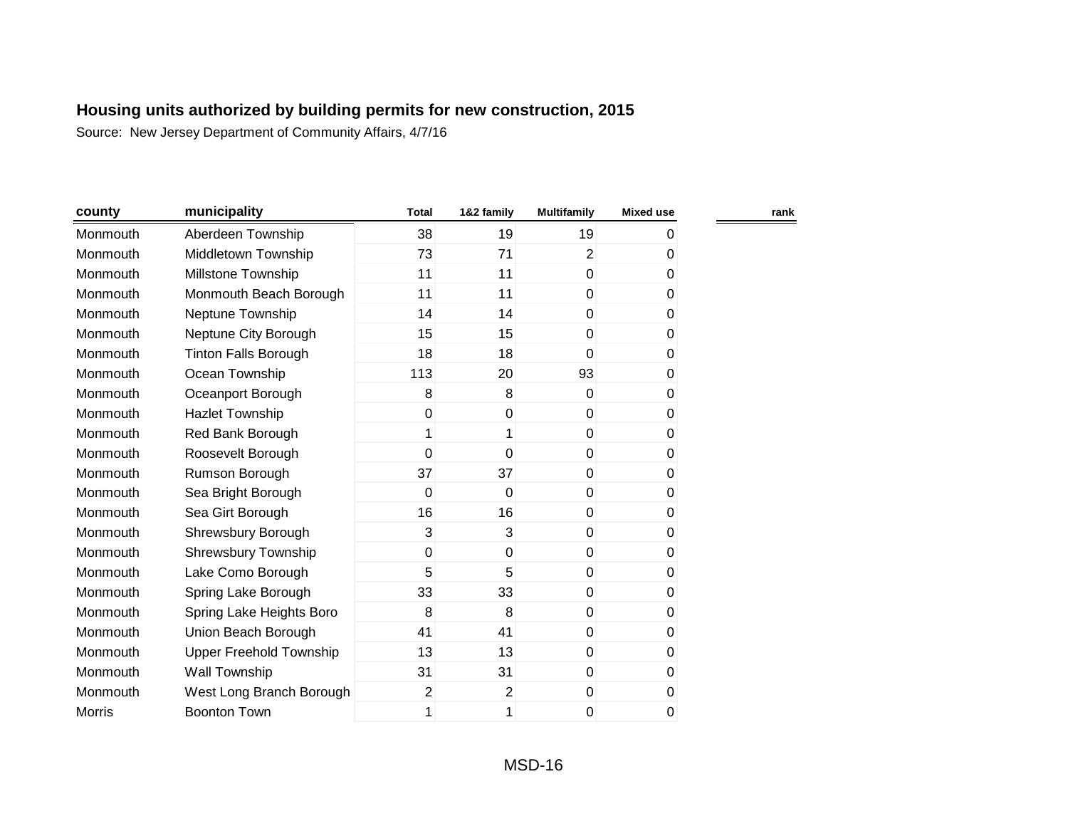**Housing units authorized by building permits for new construction, 2015**

Source: New Jersey Department of Community Affairs, 4/7/16

| county | municipality | Total | 1&2 family | Multifamily | Mixed use | rank |
|---|---|---|---|---|---|---|
| Monmouth | Aberdeen Township | 38 | 19 | 19 | 0 | |
| Monmouth | Middletown Township | 73 | 71 | 2 | 0 | |
| Monmouth | Millstone Township | 11 | 11 | 0 | 0 | |
| Monmouth | Monmouth Beach Borough | 11 | 11 | 0 | 0 | |
| Monmouth | Neptune Township | 14 | 14 | 0 | 0 | |
| Monmouth | Neptune City Borough | 15 | 15 | 0 | 0 | |
| Monmouth | Tinton Falls Borough | 18 | 18 | 0 | 0 | |
| Monmouth | Ocean Township | 113 | 20 | 93 | 0 | |
| Monmouth | Oceanport Borough | 8 | 8 | 0 | 0 | |
| Monmouth | Hazlet Township | 0 | 0 | 0 | 0 | |
| Monmouth | Red Bank Borough | 1 | 1 | 0 | 0 | |
| Monmouth | Roosevelt Borough | 0 | 0 | 0 | 0 | |
| Monmouth | Rumson Borough | 37 | 37 | 0 | 0 | |
| Monmouth | Sea Bright Borough | 0 | 0 | 0 | 0 | |
| Monmouth | Sea Girt Borough | 16 | 16 | 0 | 0 | |
| Monmouth | Shrewsbury Borough | 3 | 3 | 0 | 0 | |
| Monmouth | Shrewsbury Township | 0 | 0 | 0 | 0 | |
| Monmouth | Lake Como Borough | 5 | 5 | 0 | 0 | |
| Monmouth | Spring Lake Borough | 33 | 33 | 0 | 0 | |
| Monmouth | Spring Lake Heights Boro | 8 | 8 | 0 | 0 | |
| Monmouth | Union Beach Borough | 41 | 41 | 0 | 0 | |
| Monmouth | Upper Freehold Township | 13 | 13 | 0 | 0 | |
| Monmouth | Wall Township | 31 | 31 | 0 | 0 | |
| Monmouth | West Long Branch Borough | 2 | 2 | 0 | 0 | |
| Morris | Boonton Town | 1 | 1 | 0 | 0 | |

MSD-16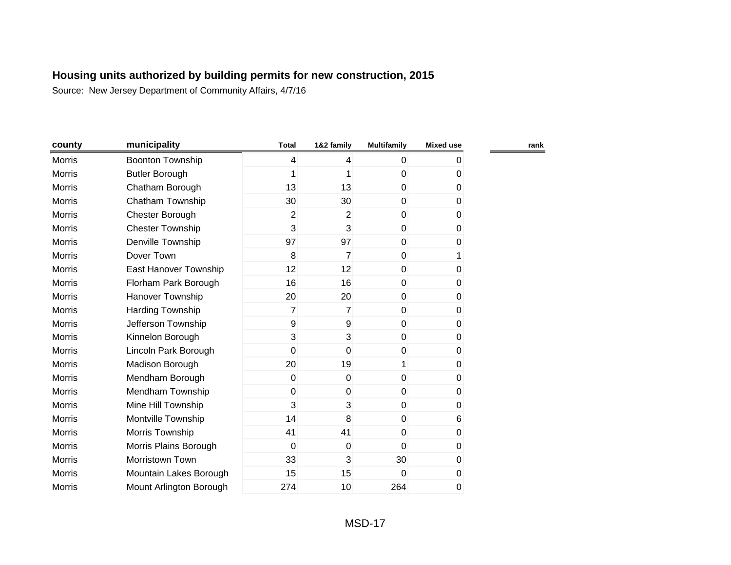## Housing units authorized by building permits for new construction, 2015

Source: New Jersey Department of Community Affairs, 4/7/16

| county | municipality | Total | 1&2 family | Multifamily | Mixed use | rank |
|---|---|---|---|---|---|---|
| Morris | Boonton Township | 4 | 4 | 0 | 0 | |
| Morris | Butler Borough | 1 | 1 | 0 | 0 | |
| Morris | Chatham Borough | 13 | 13 | 0 | 0 | |
| Morris | Chatham Township | 30 | 30 | 0 | 0 | |
| Morris | Chester Borough | 2 | 2 | 0 | 0 | |
| Morris | Chester Township | 3 | 3 | 0 | 0 | |
| Morris | Denville Township | 97 | 97 | 0 | 0 | |
| Morris | Dover Town | 8 | 7 | 0 | 1 | |
| Morris | East Hanover Township | 12 | 12 | 0 | 0 | |
| Morris | Florham Park Borough | 16 | 16 | 0 | 0 | |
| Morris | Hanover Township | 20 | 20 | 0 | 0 | |
| Morris | Harding Township | 7 | 7 | 0 | 0 | |
| Morris | Jefferson Township | 9 | 9 | 0 | 0 | |
| Morris | Kinnelon Borough | 3 | 3 | 0 | 0 | |
| Morris | Lincoln Park Borough | 0 | 0 | 0 | 0 | |
| Morris | Madison Borough | 20 | 19 | 1 | 0 | |
| Morris | Mendham Borough | 0 | 0 | 0 | 0 | |
| Morris | Mendham Township | 0 | 0 | 0 | 0 | |
| Morris | Mine Hill Township | 3 | 3 | 0 | 0 | |
| Morris | Montville Township | 14 | 8 | 0 | 6 | |
| Morris | Morris Township | 41 | 41 | 0 | 0 | |
| Morris | Morris Plains Borough | 0 | 0 | 0 | 0 | |
| Morris | Morristown Town | 33 | 3 | 30 | 0 | |
| Morris | Mountain Lakes Borough | 15 | 15 | 0 | 0 | |
| Morris | Mount Arlington Borough | 274 | 10 | 264 | 0 | |

MSD-17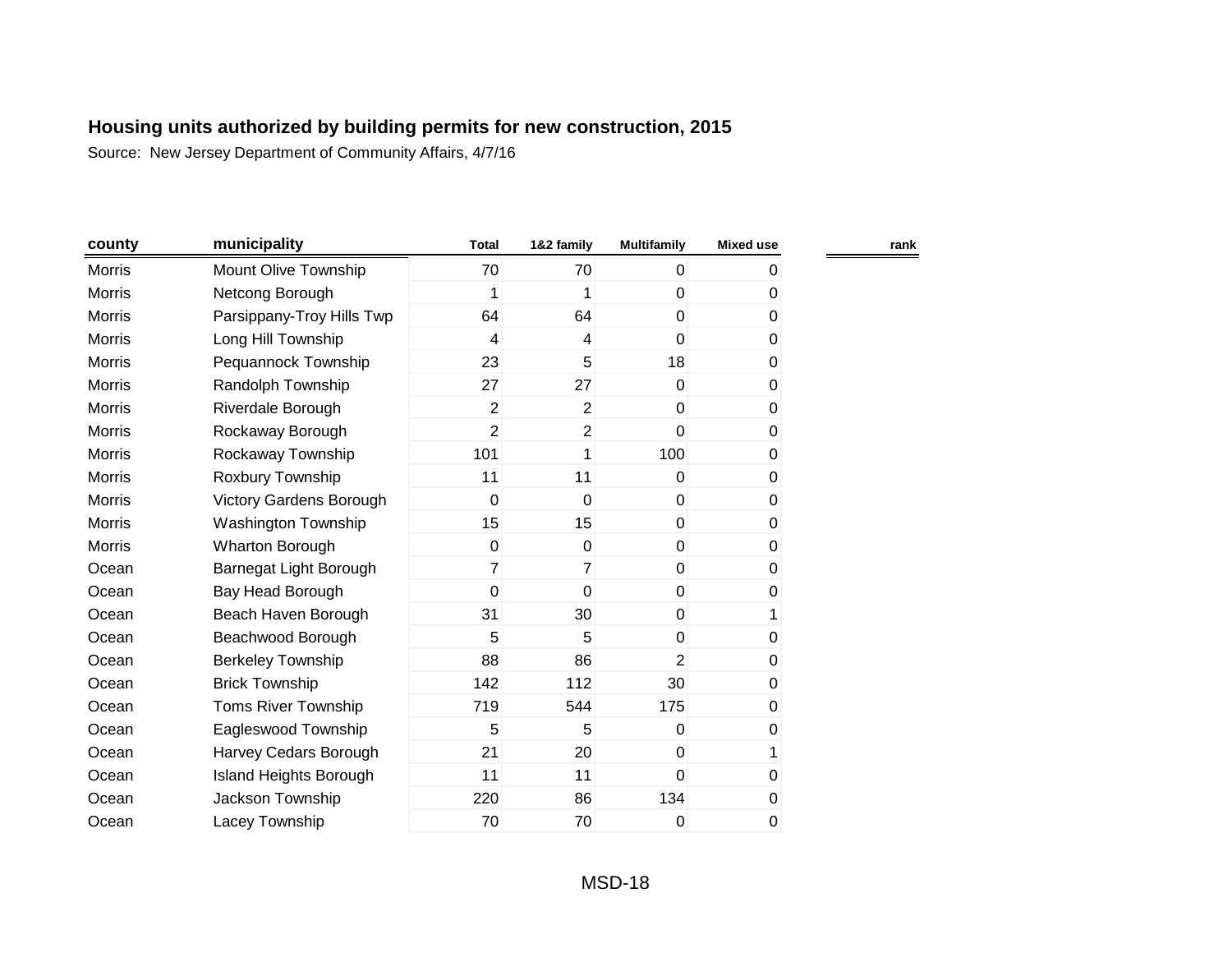**Housing units authorized by building permits for new construction, 2015**

Source: New Jersey Department of Community Affairs, 4/7/16

| county | municipality | Total | 1&2 family | Multifamily | Mixed use | rank |
|---|---|---|---|---|---|---|
| Morris | Mount Olive Township | 70 | 70 | 0 | 0 | |
| Morris | Netcong Borough | 1 | 1 | 0 | 0 | |
| Morris | Parsippany-Troy Hills Twp | 64 | 64 | 0 | 0 | |
| Morris | Long Hill Township | 4 | 4 | 0 | 0 | |
| Morris | Pequannock Township | 23 | 5 | 18 | 0 | |
| Morris | Randolph Township | 27 | 27 | 0 | 0 | |
| Morris | Riverdale Borough | 2 | 2 | 0 | 0 | |
| Morris | Rockaway Borough | 2 | 2 | 0 | 0 | |
| Morris | Rockaway Township | 101 | 1 | 100 | 0 | |
| Morris | Roxbury Township | 11 | 11 | 0 | 0 | |
| Morris | Victory Gardens Borough | 0 | 0 | 0 | 0 | |
| Morris | Washington Township | 15 | 15 | 0 | 0 | |
| Morris | Wharton Borough | 0 | 0 | 0 | 0 | |
| Ocean | Barnegat Light Borough | 7 | 7 | 0 | 0 | |
| Ocean | Bay Head Borough | 0 | 0 | 0 | 0 | |
| Ocean | Beach Haven Borough | 31 | 30 | 0 | 1 | |
| Ocean | Beachwood Borough | 5 | 5 | 0 | 0 | |
| Ocean | Berkeley Township | 88 | 86 | 2 | 0 | |
| Ocean | Brick Township | 142 | 112 | 30 | 0 | |
| Ocean | Toms River Township | 719 | 544 | 175 | 0 | |
| Ocean | Eagleswood Township | 5 | 5 | 0 | 0 | |
| Ocean | Harvey Cedars Borough | 21 | 20 | 0 | 1 | |
| Ocean | Island Heights Borough | 11 | 11 | 0 | 0 | |
| Ocean | Jackson Township | 220 | 86 | 134 | 0 | |
| Ocean | Lacey Township | 70 | 70 | 0 | 0 | |

MSD-18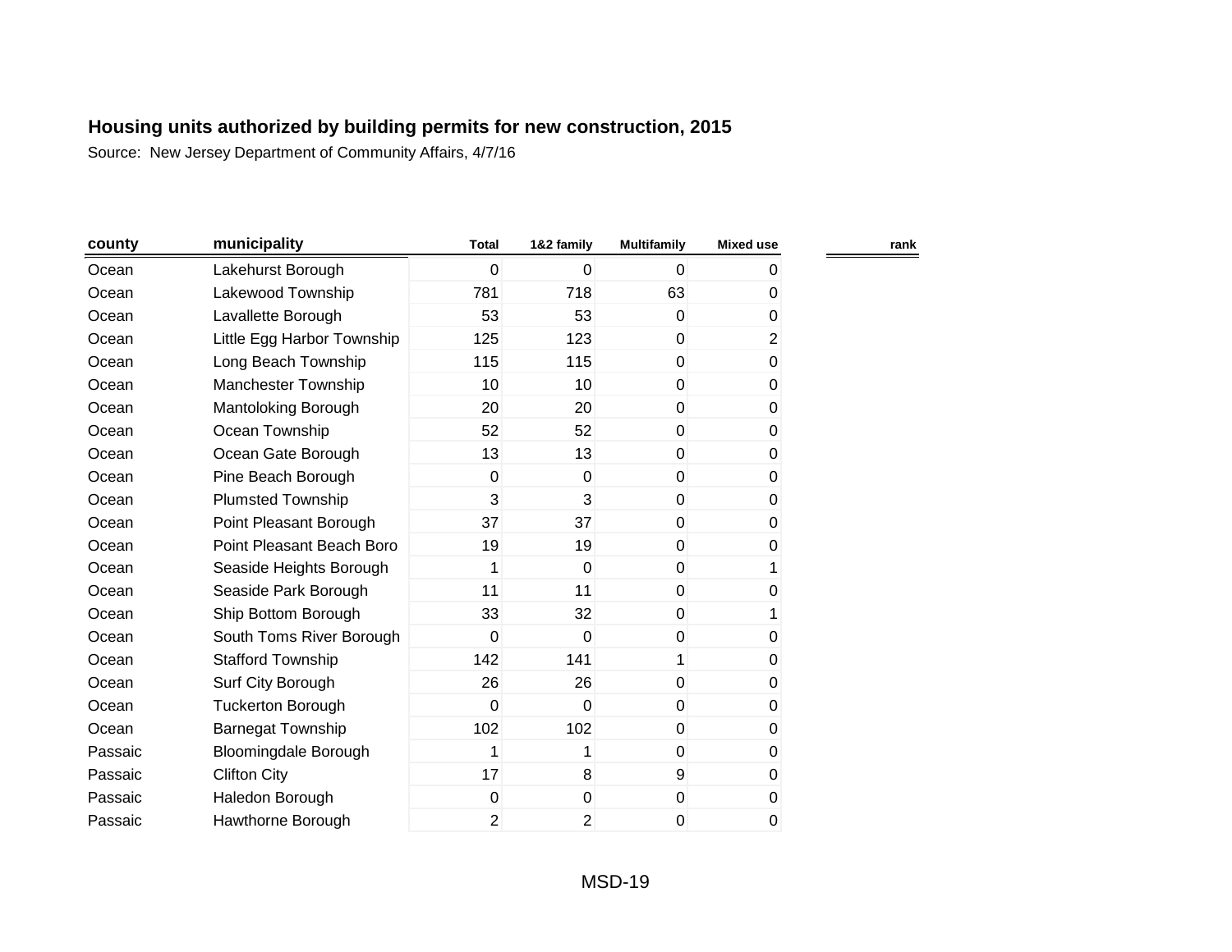## Housing units authorized by building permits for new construction, 2015

Source: New Jersey Department of Community Affairs, 4/7/16

| county | municipality | Total | 1&2 family | Multifamily | Mixed use | rank |
|---|---|---|---|---|---|---|
| Ocean | Lakehurst Borough | 0 | 0 | 0 | 0 | |
| Ocean | Lakewood Township | 781 | 718 | 63 | 0 | |
| Ocean | Lavallette Borough | 53 | 53 | 0 | 0 | |
| Ocean | Little Egg Harbor Township | 125 | 123 | 0 | 2 | |
| Ocean | Long Beach Township | 115 | 115 | 0 | 0 | |
| Ocean | Manchester Township | 10 | 10 | 0 | 0 | |
| Ocean | Mantoloking Borough | 20 | 20 | 0 | 0 | |
| Ocean | Ocean Township | 52 | 52 | 0 | 0 | |
| Ocean | Ocean Gate Borough | 13 | 13 | 0 | 0 | |
| Ocean | Pine Beach Borough | 0 | 0 | 0 | 0 | |
| Ocean | Plumsted Township | 3 | 3 | 0 | 0 | |
| Ocean | Point Pleasant Borough | 37 | 37 | 0 | 0 | |
| Ocean | Point Pleasant Beach Boro | 19 | 19 | 0 | 0 | |
| Ocean | Seaside Heights Borough | 1 | 0 | 0 | 1 | |
| Ocean | Seaside Park Borough | 11 | 11 | 0 | 0 | |
| Ocean | Ship Bottom Borough | 33 | 32 | 0 | 1 | |
| Ocean | South Toms River Borough | 0 | 0 | 0 | 0 | |
| Ocean | Stafford Township | 142 | 141 | 1 | 0 | |
| Ocean | Surf City Borough | 26 | 26 | 0 | 0 | |
| Ocean | Tuckerton Borough | 0 | 0 | 0 | 0 | |
| Ocean | Barnegat Township | 102 | 102 | 0 | 0 | |
| Passaic | Bloomingdale Borough | 1 | 1 | 0 | 0 | |
| Passaic | Clifton City | 17 | 8 | 9 | 0 | |
| Passaic | Haledon Borough | 0 | 0 | 0 | 0 | |
| Passaic | Hawthorne Borough | 2 | 2 | 0 | 0 | |

MSD-19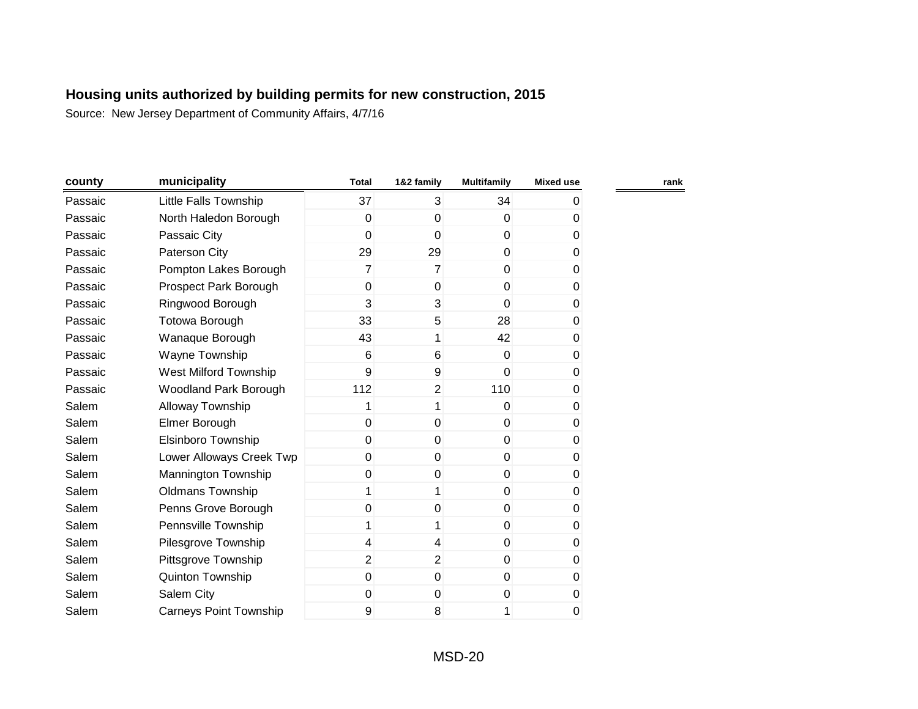**Housing units authorized by building permits for new construction, 2015**

Source: New Jersey Department of Community Affairs, 4/7/16

| county | municipality | Total | 1&2 family | Multifamily | Mixed use | rank |
|---|---|---|---|---|---|---|
| Passaic | Little Falls Township | 37 | 3 | 34 | 0 | |
| Passaic | North Haledon Borough | 0 | 0 | 0 | 0 | |
| Passaic | Passaic City | 0 | 0 | 0 | 0 | |
| Passaic | Paterson City | 29 | 29 | 0 | 0 | |
| Passaic | Pompton Lakes Borough | 7 | 7 | 0 | 0 | |
| Passaic | Prospect Park Borough | 0 | 0 | 0 | 0 | |
| Passaic | Ringwood Borough | 3 | 3 | 0 | 0 | |
| Passaic | Totowa Borough | 33 | 5 | 28 | 0 | |
| Passaic | Wanaque Borough | 43 | 1 | 42 | 0 | |
| Passaic | Wayne Township | 6 | 6 | 0 | 0 | |
| Passaic | West Milford Township | 9 | 9 | 0 | 0 | |
| Passaic | Woodland Park Borough | 112 | 2 | 110 | 0 | |
| Salem | Alloway Township | 1 | 1 | 0 | 0 | |
| Salem | Elmer Borough | 0 | 0 | 0 | 0 | |
| Salem | Elsinboro Township | 0 | 0 | 0 | 0 | |
| Salem | Lower Alloways Creek Twp | 0 | 0 | 0 | 0 | |
| Salem | Mannington Township | 0 | 0 | 0 | 0 | |
| Salem | Oldmans Township | 1 | 1 | 0 | 0 | |
| Salem | Penns Grove Borough | 0 | 0 | 0 | 0 | |
| Salem | Pennsville Township | 1 | 1 | 0 | 0 | |
| Salem | Pilesgrove Township | 4 | 4 | 0 | 0 | |
| Salem | Pittsgrove Township | 2 | 2 | 0 | 0 | |
| Salem | Quinton Township | 0 | 0 | 0 | 0 | |
| Salem | Salem City | 0 | 0 | 0 | 0 | |
| Salem | Carneys Point Township | 9 | 8 | 1 | 0 | |

MSD-20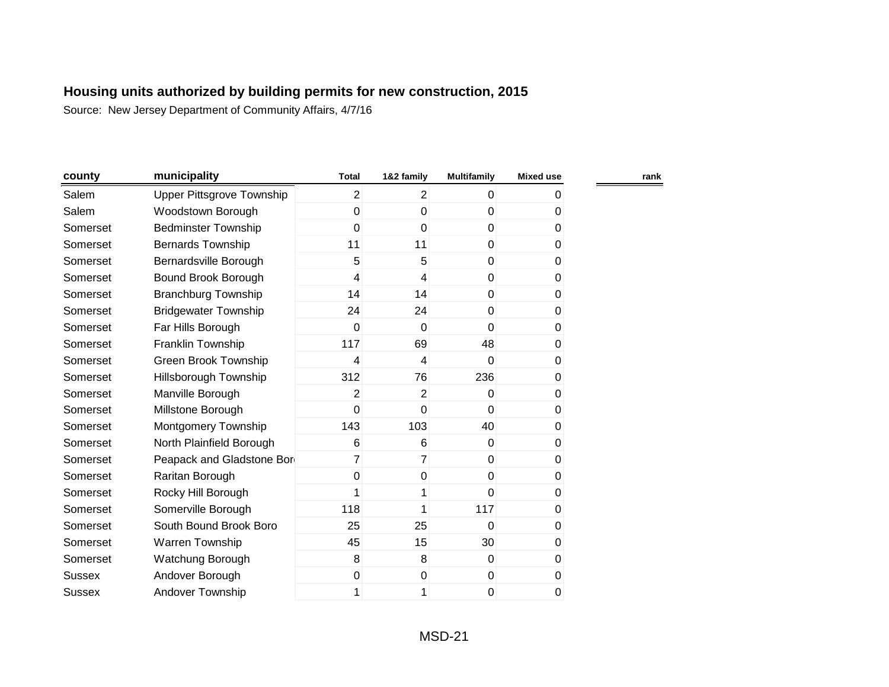## Housing units authorized by building permits for new construction, 2015

Source: New Jersey Department of Community Affairs, 4/7/16

| county | municipality | Total | 1&2 family | Multifamily | Mixed use | rank |
|---|---|---|---|---|---|---|
| Salem | Upper Pittsgrove Township | 2 | 2 | 0 | 0 | |
| Salem | Woodstown Borough | 0 | 0 | 0 | 0 | |
| Somerset | Bedminster Township | 0 | 0 | 0 | 0 | |
| Somerset | Bernards Township | 11 | 11 | 0 | 0 | |
| Somerset | Bernardsville Borough | 5 | 5 | 0 | 0 | |
| Somerset | Bound Brook Borough | 4 | 4 | 0 | 0 | |
| Somerset | Branchburg Township | 14 | 14 | 0 | 0 | |
| Somerset | Bridgewater Township | 24 | 24 | 0 | 0 | |
| Somerset | Far Hills Borough | 0 | 0 | 0 | 0 | |
| Somerset | Franklin Township | 117 | 69 | 48 | 0 | |
| Somerset | Green Brook Township | 4 | 4 | 0 | 0 | |
| Somerset | Hillsborough Township | 312 | 76 | 236 | 0 | |
| Somerset | Manville Borough | 2 | 2 | 0 | 0 | |
| Somerset | Millstone Borough | 0 | 0 | 0 | 0 | |
| Somerset | Montgomery Township | 143 | 103 | 40 | 0 | |
| Somerset | North Plainfield Borough | 6 | 6 | 0 | 0 | |
| Somerset | Peapack and Gladstone Bor | 7 | 7 | 0 | 0 | |
| Somerset | Raritan Borough | 0 | 0 | 0 | 0 | |
| Somerset | Rocky Hill Borough | 1 | 1 | 0 | 0 | |
| Somerset | Somerville Borough | 118 | 1 | 117 | 0 | |
| Somerset | South Bound Brook Boro | 25 | 25 | 0 | 0 | |
| Somerset | Warren Township | 45 | 15 | 30 | 0 | |
| Somerset | Watchung Borough | 8 | 8 | 0 | 0 | |
| Sussex | Andover Borough | 0 | 0 | 0 | 0 | |
| Sussex | Andover Township | 1 | 1 | 0 | 0 | |

MSD-21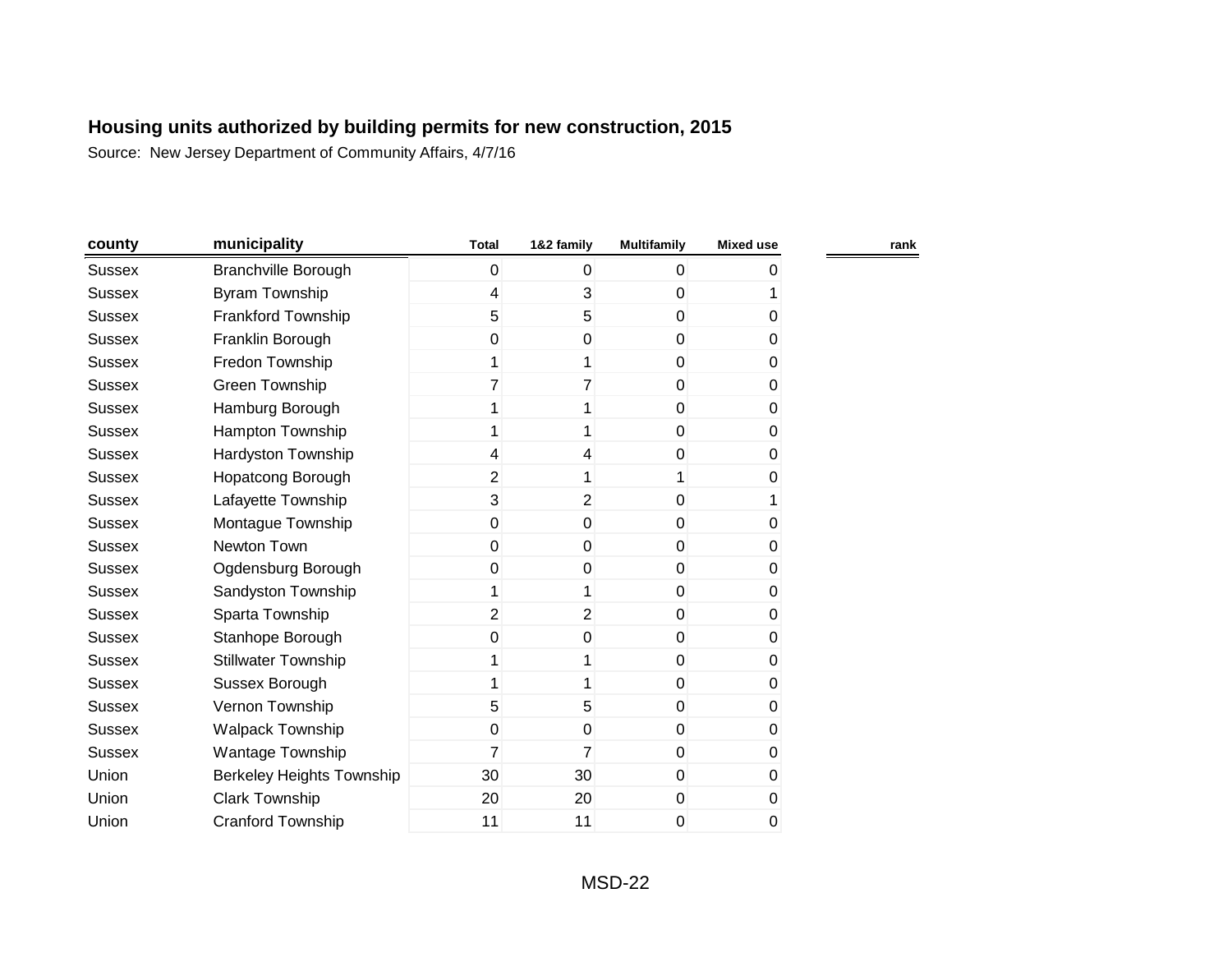## Housing units authorized by building permits for new construction, 2015

Source: New Jersey Department of Community Affairs, 4/7/16

| county | municipality | Total | 1&2 family | Multifamily | Mixed use | rank |
|---|---|---|---|---|---|---|
| Sussex | Branchville Borough | 0 | 0 | 0 | 0 | |
| Sussex | Byram Township | 4 | 3 | 0 | 1 | |
| Sussex | Frankford Township | 5 | 5 | 0 | 0 | |
| Sussex | Franklin Borough | 0 | 0 | 0 | 0 | |
| Sussex | Fredon Township | 1 | 1 | 0 | 0 | |
| Sussex | Green Township | 7 | 7 | 0 | 0 | |
| Sussex | Hamburg Borough | 1 | 1 | 0 | 0 | |
| Sussex | Hampton Township | 1 | 1 | 0 | 0 | |
| Sussex | Hardyston Township | 4 | 4 | 0 | 0 | |
| Sussex | Hopatcong Borough | 2 | 1 | 1 | 0 | |
| Sussex | Lafayette Township | 3 | 2 | 0 | 1 | |
| Sussex | Montague Township | 0 | 0 | 0 | 0 | |
| Sussex | Newton Town | 0 | 0 | 0 | 0 | |
| Sussex | Ogdensburg Borough | 0 | 0 | 0 | 0 | |
| Sussex | Sandyston Township | 1 | 1 | 0 | 0 | |
| Sussex | Sparta Township | 2 | 2 | 0 | 0 | |
| Sussex | Stanhope Borough | 0 | 0 | 0 | 0 | |
| Sussex | Stillwater Township | 1 | 1 | 0 | 0 | |
| Sussex | Sussex Borough | 1 | 1 | 0 | 0 | |
| Sussex | Vernon Township | 5 | 5 | 0 | 0 | |
| Sussex | Walpack Township | 0 | 0 | 0 | 0 | |
| Sussex | Wantage Township | 7 | 7 | 0 | 0 | |
| Union | Berkeley Heights Township | 30 | 30 | 0 | 0 | |
| Union | Clark Township | 20 | 20 | 0 | 0 | |
| Union | Cranford Township | 11 | 11 | 0 | 0 | |

MSD-22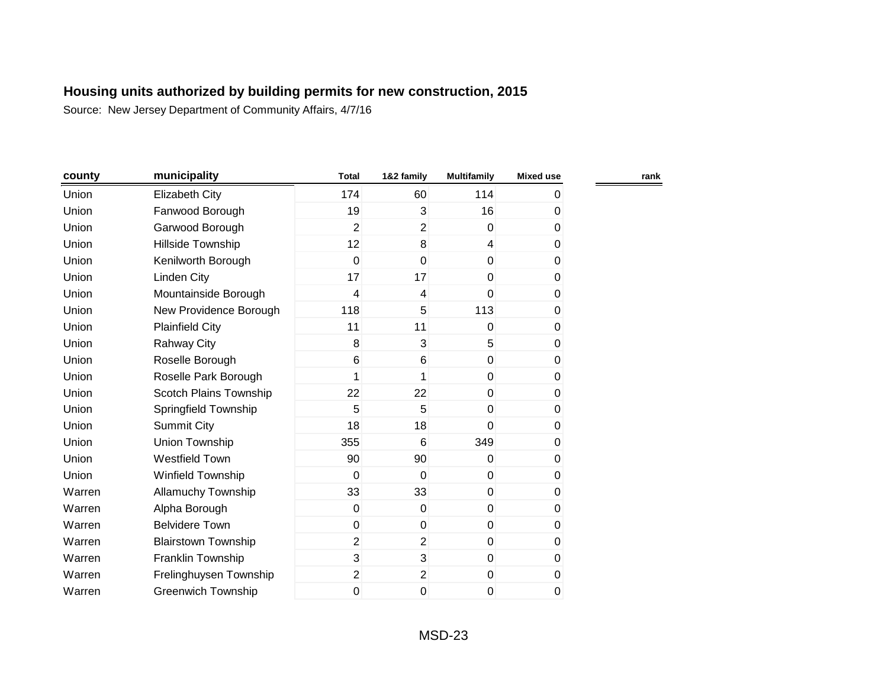**Housing units authorized by building permits for new construction, 2015**

Source: New Jersey Department of Community Affairs, 4/7/16

| county | municipality | Total | 1&2 family | Multifamily | Mixed use | rank |
|---|---|---|---|---|---|---|
| Union | Elizabeth City | 174 | 60 | 114 | 0 | |
| Union | Fanwood Borough | 19 | 3 | 16 | 0 | |
| Union | Garwood Borough | 2 | 2 | 0 | 0 | |
| Union | Hillside Township | 12 | 8 | 4 | 0 | |
| Union | Kenilworth Borough | 0 | 0 | 0 | 0 | |
| Union | Linden City | 17 | 17 | 0 | 0 | |
| Union | Mountainside Borough | 4 | 4 | 0 | 0 | |
| Union | New Providence Borough | 118 | 5 | 113 | 0 | |
| Union | Plainfield City | 11 | 11 | 0 | 0 | |
| Union | Rahway City | 8 | 3 | 5 | 0 | |
| Union | Roselle Borough | 6 | 6 | 0 | 0 | |
| Union | Roselle Park Borough | 1 | 1 | 0 | 0 | |
| Union | Scotch Plains Township | 22 | 22 | 0 | 0 | |
| Union | Springfield Township | 5 | 5 | 0 | 0 | |
| Union | Summit City | 18 | 18 | 0 | 0 | |
| Union | Union Township | 355 | 6 | 349 | 0 | |
| Union | Westfield Town | 90 | 90 | 0 | 0 | |
| Union | Winfield Township | 0 | 0 | 0 | 0 | |
| Warren | Allamuchy Township | 33 | 33 | 0 | 0 | |
| Warren | Alpha Borough | 0 | 0 | 0 | 0 | |
| Warren | Belvidere Town | 0 | 0 | 0 | 0 | |
| Warren | Blairstown Township | 2 | 2 | 0 | 0 | |
| Warren | Franklin Township | 3 | 3 | 0 | 0 | |
| Warren | Frelinghuysen Township | 2 | 2 | 0 | 0 | |
| Warren | Greenwich Township | 0 | 0 | 0 | 0 | |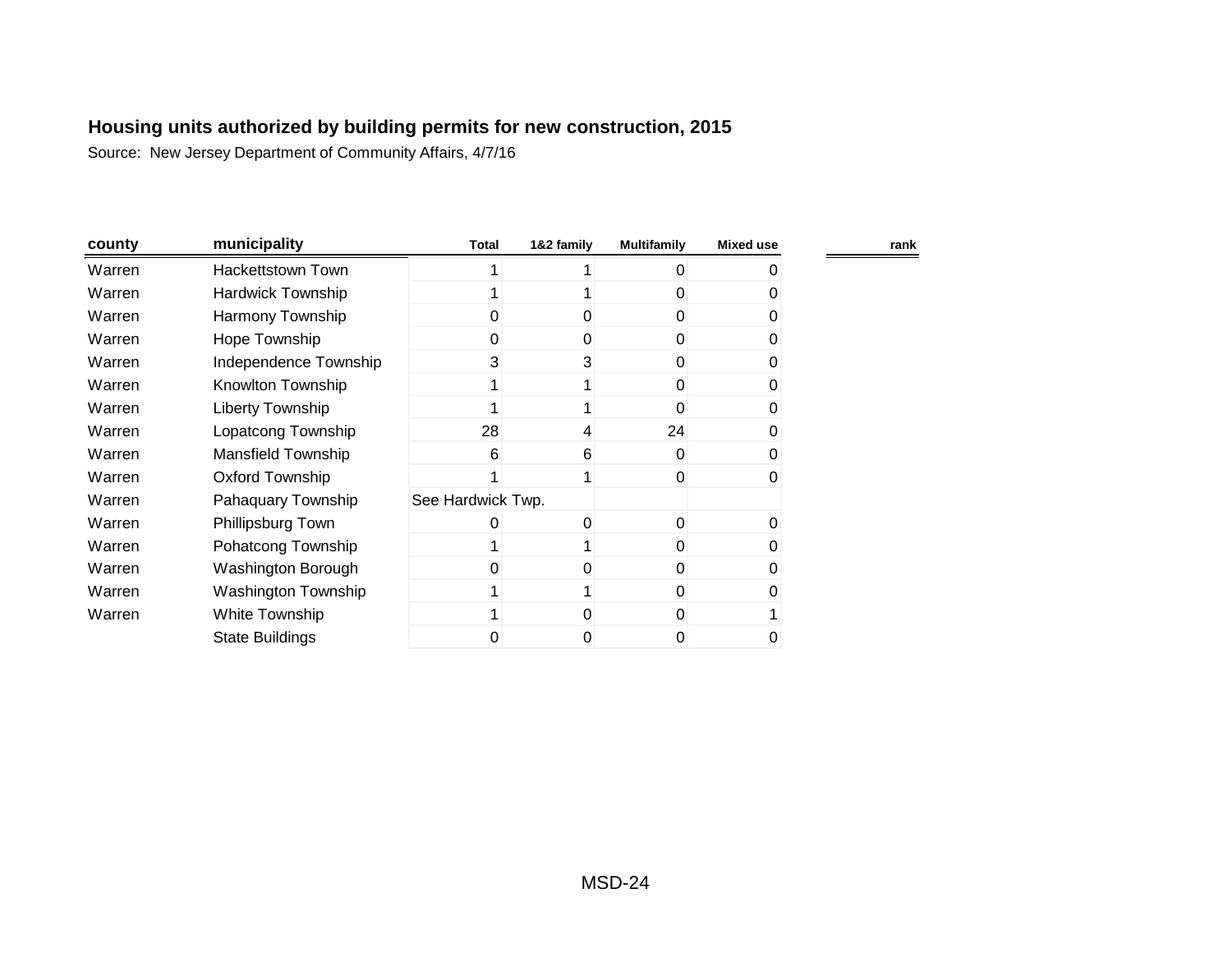## Housing units authorized by building permits for new construction, 2015

Source: New Jersey Department of Community Affairs, 4/7/16

| county | municipality | Total | 1&2 family | Multifamily | Mixed use | rank |
|---|---|---|---|---|---|---|
| Warren | Hackettstown Town | 1 | 1 | 0 | 0 | |
| Warren | Hardwick Township | 1 | 1 | 0 | 0 | |
| Warren | Harmony Township | 0 | 0 | 0 | 0 | |
| Warren | Hope Township | 0 | 0 | 0 | 0 | |
| Warren | Independence Township | 3 | 3 | 0 | 0 | |
| Warren | Knowlton Township | 1 | 1 | 0 | 0 | |
| Warren | Liberty Township | 1 | 1 | 0 | 0 | |
| Warren | Lopatcong Township | 28 | 4 | 24 | 0 | |
| Warren | Mansfield Township | 6 | 6 | 0 | 0 | |
| Warren | Oxford Township | 1 | 1 | 0 | 0 | |
| Warren | Pahaquary Township | See Hardwick Twp. | | | | |
| Warren | Phillipsburg Town | 0 | 0 | 0 | 0 | |
| Warren | Pohatcong Township | 1 | 1 | 0 | 0 | |
| Warren | Washington Borough | 0 | 0 | 0 | 0 | |
| Warren | Washington Township | 1 | 1 | 0 | 0 | |
| Warren | White Township | 1 | 0 | 0 | 1 | |
| | State Buildings | 0 | 0 | 0 | 0 | |

MSD-24